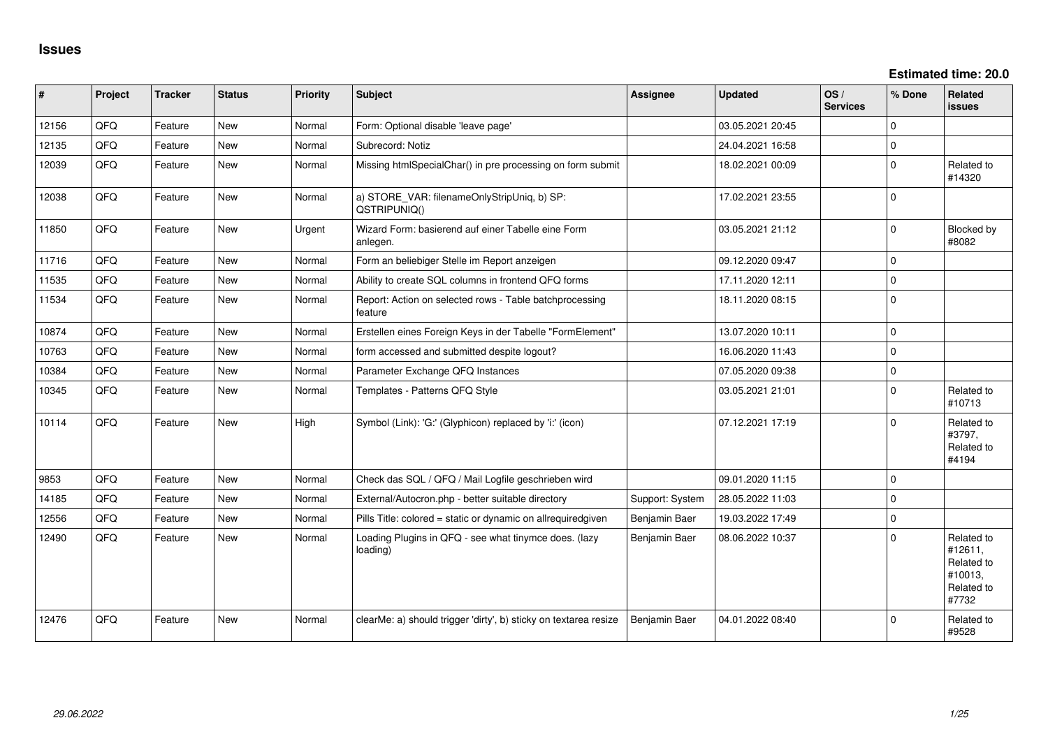# Issues

**Estimated time: 20.0**

| # | Project | Tracker | Status | Priority | Subject | Assignee | Updated | OS / Services | % Done | Related issues |
|---|---|---|---|---|---|---|---|---|---|---|
| 12156 | QFQ | Feature | New | Normal | Form: Optional disable 'leave page' | | 03.05.2021 20:45 | | 0 | |
| 12135 | QFQ | Feature | New | Normal | Subrecord: Notiz | | 24.04.2021 16:58 | | 0 | |
| 12039 | QFQ | Feature | New | Normal | Missing htmlSpecialChar() in pre processing on form submit | | 18.02.2021 00:09 | | 0 | Related to #14320 |
| 12038 | QFQ | Feature | New | Normal | a) STORE_VAR: filenameOnlyStripUniq, b) SP: QSTRIPUNIQ() | | 17.02.2021 23:55 | | 0 | |
| 11850 | QFQ | Feature | New | Urgent | Wizard Form: basierend auf einer Tabelle eine Form anlegen. | | 03.05.2021 21:12 | | 0 | Blocked by #8082 |
| 11716 | QFQ | Feature | New | Normal | Form an beliebiger Stelle im Report anzeigen | | 09.12.2020 09:47 | | 0 | |
| 11535 | QFQ | Feature | New | Normal | Ability to create SQL columns in frontend QFQ forms | | 17.11.2020 12:11 | | 0 | |
| 11534 | QFQ | Feature | New | Normal | Report: Action on selected rows - Table batchprocessing feature | | 18.11.2020 08:15 | | 0 | |
| 10874 | QFQ | Feature | New | Normal | Erstellen eines Foreign Keys in der Tabelle "FormElement" | | 13.07.2020 10:11 | | 0 | |
| 10763 | QFQ | Feature | New | Normal | form accessed and submitted despite logout? | | 16.06.2020 11:43 | | 0 | |
| 10384 | QFQ | Feature | New | Normal | Parameter Exchange QFQ Instances | | 07.05.2020 09:38 | | 0 | |
| 10345 | QFQ | Feature | New | Normal | Templates - Patterns QFQ Style | | 03.05.2021 21:01 | | 0 | Related to #10713 |
| 10114 | QFQ | Feature | New | High | Symbol (Link): 'G:' (Glyphicon) replaced by 'i:' (icon) | | 07.12.2021 17:19 | | 0 | Related to #3797, Related to #4194 |
| 9853 | QFQ | Feature | New | Normal | Check das SQL / QFQ / Mail Logfile geschrieben wird | | 09.01.2020 11:15 | | 0 | |
| 14185 | QFQ | Feature | New | Normal | External/Autocron.php - better suitable directory | Support: System | 28.05.2022 11:03 | | 0 | |
| 12556 | QFQ | Feature | New | Normal | Pills Title: colored = static or dynamic on allrequiredgiven | Benjamin Baer | 19.03.2022 17:49 | | 0 | |
| 12490 | QFQ | Feature | New | Normal | Loading Plugins in QFQ - see what tinymce does. (lazy loading) | Benjamin Baer | 08.06.2022 10:37 | | 0 | Related to #12611, Related to #10013, Related to #7732 |
| 12476 | QFQ | Feature | New | Normal | clearMe: a) should trigger 'dirty', b) sticky on textarea resize | Benjamin Baer | 04.01.2022 08:40 | | 0 | Related to #9528 |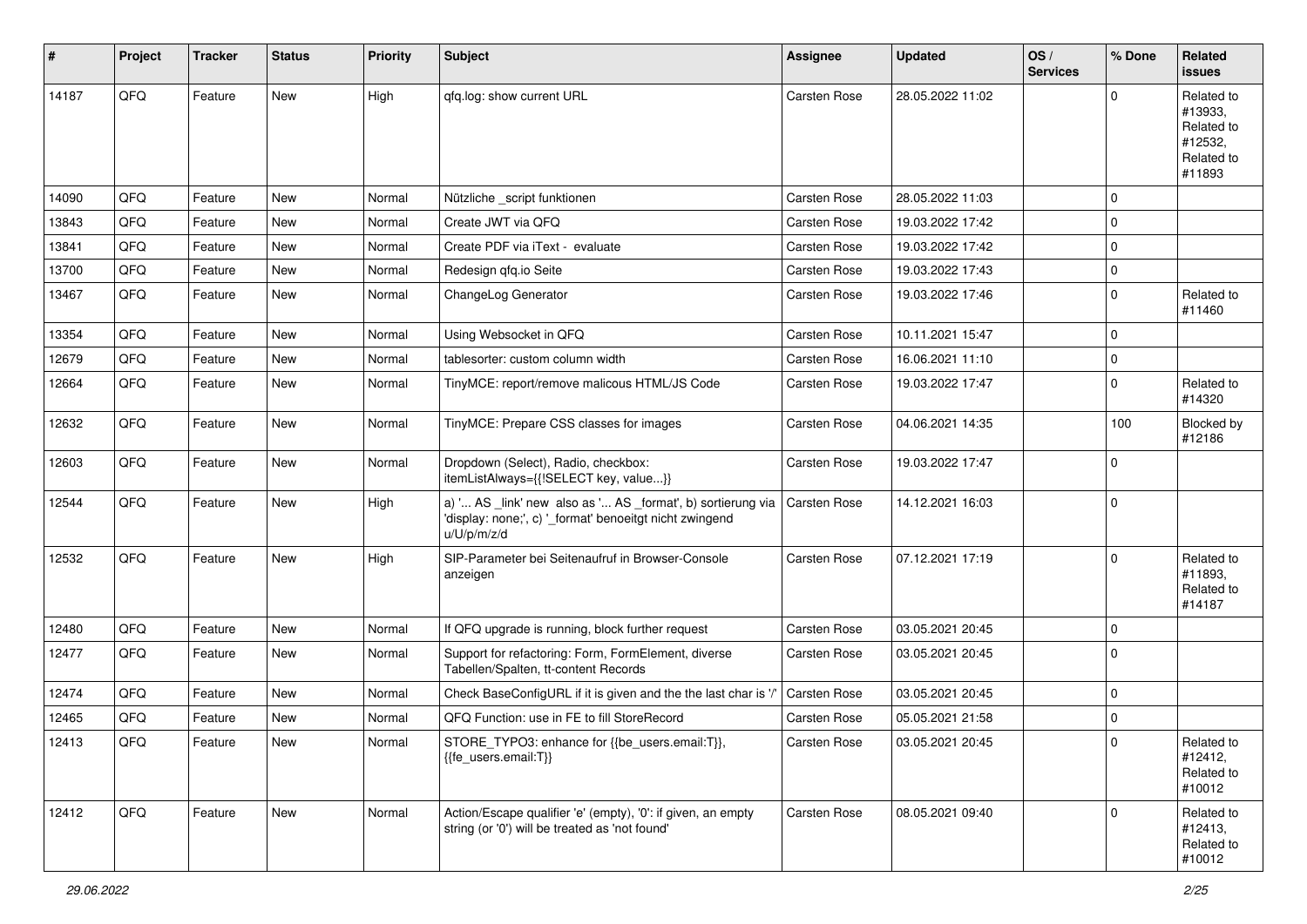| # | Project | Tracker | Status | Priority | Subject | Assignee | Updated | OS / Services | % Done | Related issues |
|---|---|---|---|---|---|---|---|---|---|---|
| 14187 | QFQ | Feature | New | High | qfq.log: show current URL | Carsten Rose | 28.05.2022 11:02 | | 0 | Related to #13933, Related to #12532, Related to #11893 |
| 14090 | QFQ | Feature | New | Normal | Nützliche _script funktionen | Carsten Rose | 28.05.2022 11:03 | | 0 | |
| 13843 | QFQ | Feature | New | Normal | Create JWT via QFQ | Carsten Rose | 19.03.2022 17:42 | | 0 | |
| 13841 | QFQ | Feature | New | Normal | Create PDF via iText - evaluate | Carsten Rose | 19.03.2022 17:42 | | 0 | |
| 13700 | QFQ | Feature | New | Normal | Redesign qfq.io Seite | Carsten Rose | 19.03.2022 17:43 | | 0 | |
| 13467 | QFQ | Feature | New | Normal | ChangeLog Generator | Carsten Rose | 19.03.2022 17:46 | | 0 | Related to #11460 |
| 13354 | QFQ | Feature | New | Normal | Using Websocket in QFQ | Carsten Rose | 10.11.2021 15:47 | | 0 | |
| 12679 | QFQ | Feature | New | Normal | tablesorter: custom column width | Carsten Rose | 16.06.2021 11:10 | | 0 | |
| 12664 | QFQ | Feature | New | Normal | TinyMCE: report/remove malicous HTML/JS Code | Carsten Rose | 19.03.2022 17:47 | | 0 | Related to #14320 |
| 12632 | QFQ | Feature | New | Normal | TinyMCE: Prepare CSS classes for images | Carsten Rose | 04.06.2021 14:35 | | 100 | Blocked by #12186 |
| 12603 | QFQ | Feature | New | Normal | Dropdown (Select), Radio, checkbox: itemListAlways={{!SELECT key, value...}} | Carsten Rose | 19.03.2022 17:47 | | 0 | |
| 12544 | QFQ | Feature | New | High | a) '... AS _link' new also as '... AS _format', b) sortierung via 'display: none;', c) '_format' benoeitgt nicht zwingend u/U/p/m/z/d | Carsten Rose | 14.12.2021 16:03 | | 0 | |
| 12532 | QFQ | Feature | New | High | SIP-Parameter bei Seitenaufruf in Browser-Console anzeigen | Carsten Rose | 07.12.2021 17:19 | | 0 | Related to #11893, Related to #14187 |
| 12480 | QFQ | Feature | New | Normal | If QFQ upgrade is running, block further request | Carsten Rose | 03.05.2021 20:45 | | 0 | |
| 12477 | QFQ | Feature | New | Normal | Support for refactoring: Form, FormElement, diverse Tabellen/Spalten, tt-content Records | Carsten Rose | 03.05.2021 20:45 | | 0 | |
| 12474 | QFQ | Feature | New | Normal | Check BaseConfigURL if it is given and the the last char is '/' | Carsten Rose | 03.05.2021 20:45 | | 0 | |
| 12465 | QFQ | Feature | New | Normal | QFQ Function: use in FE to fill StoreRecord | Carsten Rose | 05.05.2021 21:58 | | 0 | |
| 12413 | QFQ | Feature | New | Normal | STORE_TYPO3: enhance for {{be_users.email:T}}, {{fe_users.email:T}} | Carsten Rose | 03.05.2021 20:45 | | 0 | Related to #12412, Related to #10012 |
| 12412 | QFQ | Feature | New | Normal | Action/Escape qualifier 'e' (empty), '0': if given, an empty string (or '0') will be treated as 'not found' | Carsten Rose | 08.05.2021 09:40 | | 0 | Related to #12413, Related to #10012 |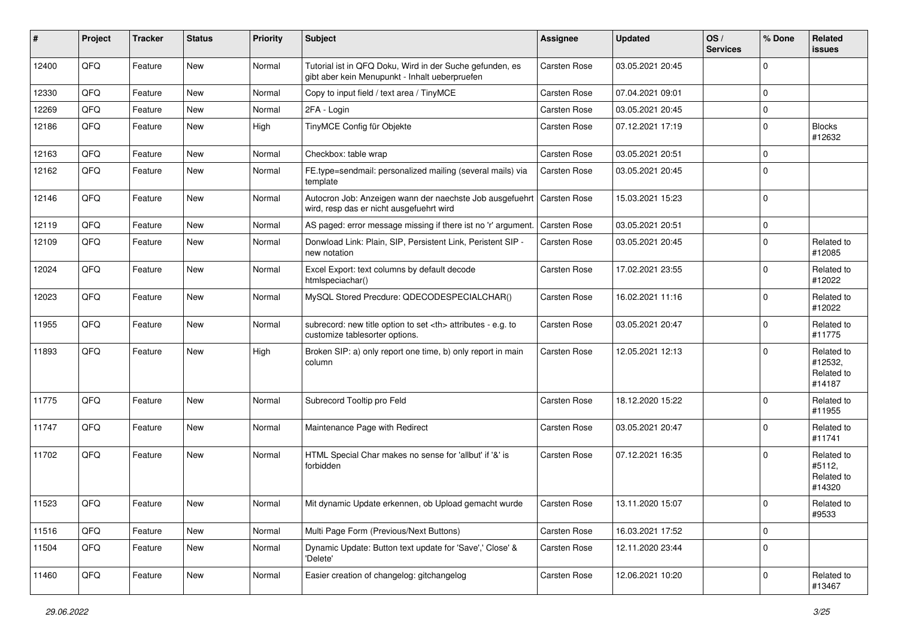| # | Project | Tracker | Status | Priority | Subject | Assignee | Updated | OS / Services | % Done | Related issues |
|---|---|---|---|---|---|---|---|---|---|---|
| 12400 | QFQ | Feature | New | Normal | Tutorial ist in QFQ Doku, Wird in der Suche gefunden, es gibt aber kein Menupunkt - Inhalt ueberpruefen | Carsten Rose | 03.05.2021 20:45 | | 0 | |
| 12330 | QFQ | Feature | New | Normal | Copy to input field / text area / TinyMCE | Carsten Rose | 07.04.2021 09:01 | | 0 | |
| 12269 | QFQ | Feature | New | Normal | 2FA - Login | Carsten Rose | 03.05.2021 20:45 | | 0 | |
| 12186 | QFQ | Feature | New | High | TinyMCE Config für Objekte | Carsten Rose | 07.12.2021 17:19 | | 0 | Blocks #12632 |
| 12163 | QFQ | Feature | New | Normal | Checkbox: table wrap | Carsten Rose | 03.05.2021 20:51 | | 0 | |
| 12162 | QFQ | Feature | New | Normal | FE.type=sendmail: personalized mailing (several mails) via template | Carsten Rose | 03.05.2021 20:45 | | 0 | |
| 12146 | QFQ | Feature | New | Normal | Autocron Job: Anzeigen wann der naechste Job ausgefuehrt wird, resp das er nicht ausgefuehrt wird | Carsten Rose | 15.03.2021 15:23 | | 0 | |
| 12119 | QFQ | Feature | New | Normal | AS paged: error message missing if there ist no 'r' argument. | Carsten Rose | 03.05.2021 20:51 | | 0 | |
| 12109 | QFQ | Feature | New | Normal | Donwload Link: Plain, SIP, Persistent Link, Peristent SIP - new notation | Carsten Rose | 03.05.2021 20:45 | | 0 | Related to #12085 |
| 12024 | QFQ | Feature | New | Normal | Excel Export: text columns by default decode htmlspeciachar() | Carsten Rose | 17.02.2021 23:55 | | 0 | Related to #12022 |
| 12023 | QFQ | Feature | New | Normal | MySQL Stored Precdure: QDECODESPECIALCHAR() | Carsten Rose | 16.02.2021 11:16 | | 0 | Related to #12022 |
| 11955 | QFQ | Feature | New | Normal | subrecord: new title option to set <th> attributes - e.g. to customize tablesorter options. | Carsten Rose | 03.05.2021 20:47 | | 0 | Related to #11775 |
| 11893 | QFQ | Feature | New | High | Broken SIP: a) only report one time, b) only report in main column | Carsten Rose | 12.05.2021 12:13 | | 0 | Related to #12532, Related to #14187 |
| 11775 | QFQ | Feature | New | Normal | Subrecord Tooltip pro Feld | Carsten Rose | 18.12.2020 15:22 | | 0 | Related to #11955 |
| 11747 | QFQ | Feature | New | Normal | Maintenance Page with Redirect | Carsten Rose | 03.05.2021 20:47 | | 0 | Related to #11741 |
| 11702 | QFQ | Feature | New | Normal | HTML Special Char makes no sense for 'allbut' if '&' is forbidden | Carsten Rose | 07.12.2021 16:35 | | 0 | Related to #5112, Related to #14320 |
| 11523 | QFQ | Feature | New | Normal | Mit dynamic Update erkennen, ob Upload gemacht wurde | Carsten Rose | 13.11.2020 15:07 | | 0 | Related to #9533 |
| 11516 | QFQ | Feature | New | Normal | Multi Page Form (Previous/Next Buttons) | Carsten Rose | 16.03.2021 17:52 | | 0 | |
| 11504 | QFQ | Feature | New | Normal | Dynamic Update: Button text update for 'Save',' Close' & 'Delete' | Carsten Rose | 12.11.2020 23:44 | | 0 | |
| 11460 | QFQ | Feature | New | Normal | Easier creation of changelog: gitchangelog | Carsten Rose | 12.06.2021 10:20 | | 0 | Related to #13467 |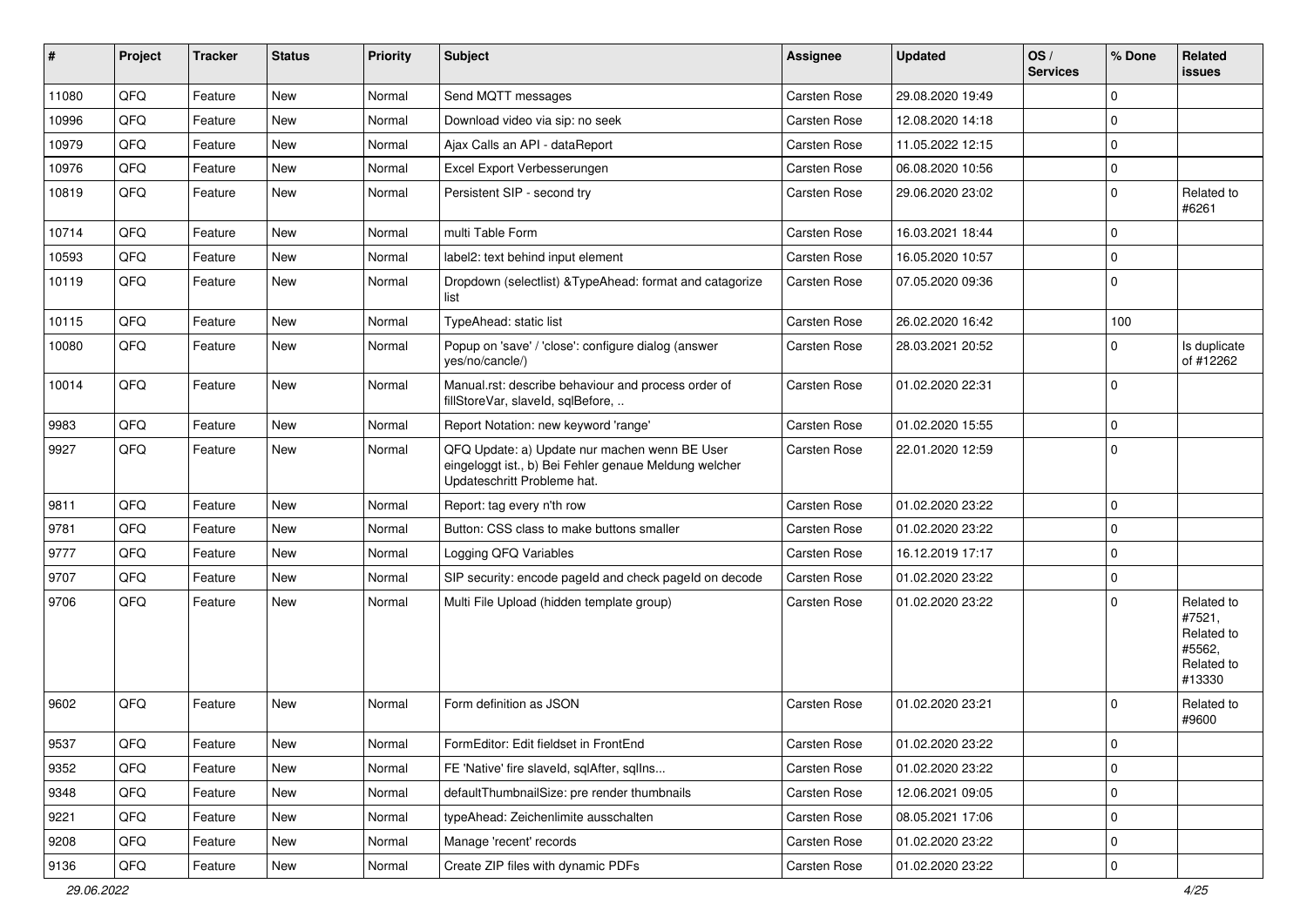| # | Project | Tracker | Status | Priority | Subject | Assignee | Updated | OS / Services | % Done | Related issues |
|---|---|---|---|---|---|---|---|---|---|---|
| 11080 | QFQ | Feature | New | Normal | Send MQTT messages | Carsten Rose | 29.08.2020 19:49 | | 0 | |
| 10996 | QFQ | Feature | New | Normal | Download video via sip: no seek | Carsten Rose | 12.08.2020 14:18 | | 0 | |
| 10979 | QFQ | Feature | New | Normal | Ajax Calls an API - dataReport | Carsten Rose | 11.05.2022 12:15 | | 0 | |
| 10976 | QFQ | Feature | New | Normal | Excel Export Verbesserungen | Carsten Rose | 06.08.2020 10:56 | | 0 | |
| 10819 | QFQ | Feature | New | Normal | Persistent SIP - second try | Carsten Rose | 29.06.2020 23:02 | | 0 | Related to #6261 |
| 10714 | QFQ | Feature | New | Normal | multi Table Form | Carsten Rose | 16.03.2021 18:44 | | 0 | |
| 10593 | QFQ | Feature | New | Normal | label2: text behind input element | Carsten Rose | 16.05.2020 10:57 | | 0 | |
| 10119 | QFQ | Feature | New | Normal | Dropdown (selectlist) &TypeAhead: format and catagorize list | Carsten Rose | 07.05.2020 09:36 | | 0 | |
| 10115 | QFQ | Feature | New | Normal | TypeAhead: static list | Carsten Rose | 26.02.2020 16:42 | | 100 | |
| 10080 | QFQ | Feature | New | Normal | Popup on 'save' / 'close': configure dialog (answer yes/no/cancle/) | Carsten Rose | 28.03.2021 20:52 | | 0 | Is duplicate of #12262 |
| 10014 | QFQ | Feature | New | Normal | Manual.rst: describe behaviour and process order of fillStoreVar, slaveId, sqlBefore, .. | Carsten Rose | 01.02.2020 22:31 | | 0 | |
| 9983 | QFQ | Feature | New | Normal | Report Notation: new keyword 'range' | Carsten Rose | 01.02.2020 15:55 | | 0 | |
| 9927 | QFQ | Feature | New | Normal | QFQ Update: a) Update nur machen wenn BE User eingeloggt ist., b) Bei Fehler genaue Meldung welcher Updateschritt Probleme hat. | Carsten Rose | 22.01.2020 12:59 | | 0 | |
| 9811 | QFQ | Feature | New | Normal | Report: tag every n'th row | Carsten Rose | 01.02.2020 23:22 | | 0 | |
| 9781 | QFQ | Feature | New | Normal | Button: CSS class to make buttons smaller | Carsten Rose | 01.02.2020 23:22 | | 0 | |
| 9777 | QFQ | Feature | New | Normal | Logging QFQ Variables | Carsten Rose | 16.12.2019 17:17 | | 0 | |
| 9707 | QFQ | Feature | New | Normal | SIP security: encode pageId and check pageId on decode | Carsten Rose | 01.02.2020 23:22 | | 0 | |
| 9706 | QFQ | Feature | New | Normal | Multi File Upload (hidden template group) | Carsten Rose | 01.02.2020 23:22 | | 0 | Related to #7521, Related to #5562, Related to #13330 |
| 9602 | QFQ | Feature | New | Normal | Form definition as JSON | Carsten Rose | 01.02.2020 23:21 | | 0 | Related to #9600 |
| 9537 | QFQ | Feature | New | Normal | FormEditor: Edit fieldset in FrontEnd | Carsten Rose | 01.02.2020 23:22 | | 0 | |
| 9352 | QFQ | Feature | New | Normal | FE 'Native' fire slaveId, sqlAfter, sqlIns... | Carsten Rose | 01.02.2020 23:22 | | 0 | |
| 9348 | QFQ | Feature | New | Normal | defaultThumbnailSize: pre render thumbnails | Carsten Rose | 12.06.2021 09:05 | | 0 | |
| 9221 | QFQ | Feature | New | Normal | typeAhead: Zeichenlimite ausschalten | Carsten Rose | 08.05.2021 17:06 | | 0 | |
| 9208 | QFQ | Feature | New | Normal | Manage 'recent' records | Carsten Rose | 01.02.2020 23:22 | | 0 | |
| 9136 | QFQ | Feature | New | Normal | Create ZIP files with dynamic PDFs | Carsten Rose | 01.02.2020 23:22 | | 0 | |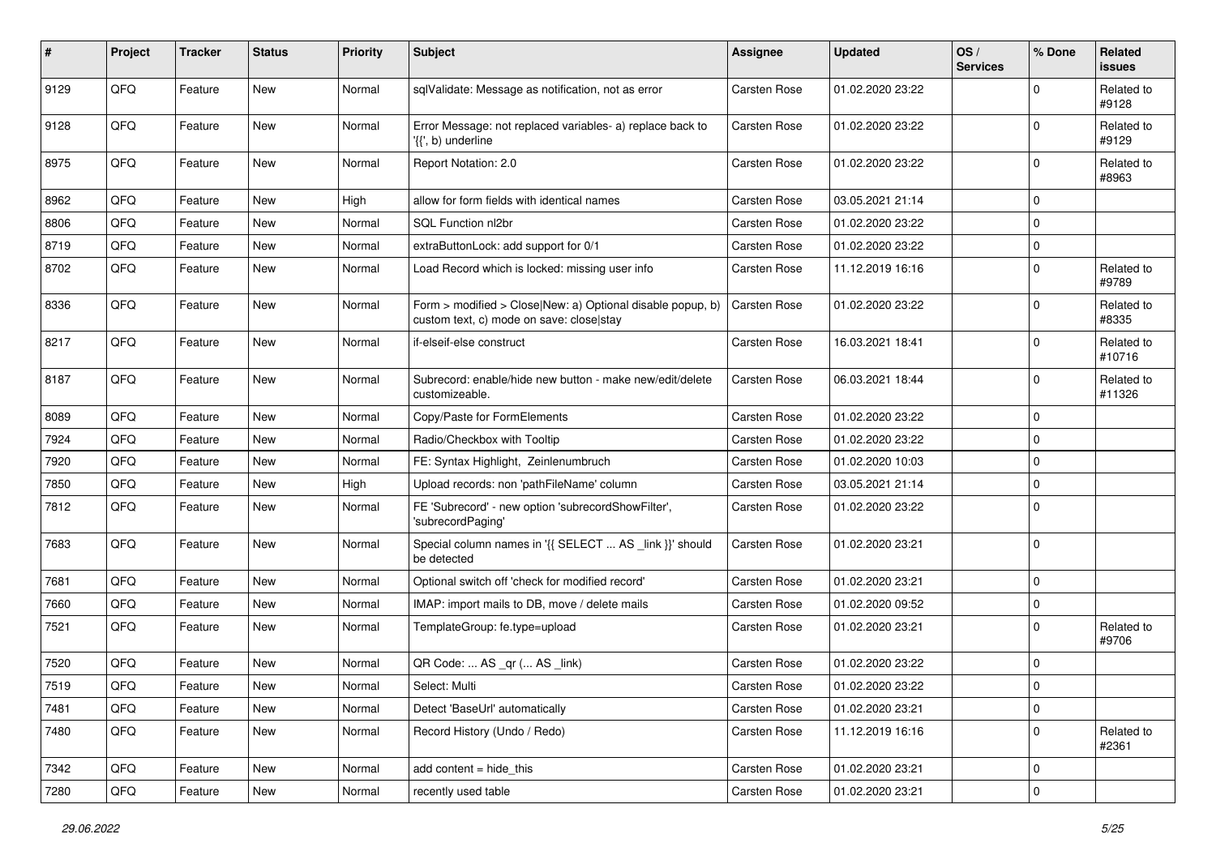| # | Project | Tracker | Status | Priority | Subject | Assignee | Updated | OS / Services | % Done | Related issues |
|---|---|---|---|---|---|---|---|---|---|---|
| 9129 | QFQ | Feature | New | Normal | sqlValidate: Message as notification, not as error | Carsten Rose | 01.02.2020 23:22 | | 0 | Related to #9128 |
| 9128 | QFQ | Feature | New | Normal | Error Message: not replaced variables- a) replace back to '{{', b) underline | Carsten Rose | 01.02.2020 23:22 | | 0 | Related to #9129 |
| 8975 | QFQ | Feature | New | Normal | Report Notation: 2.0 | Carsten Rose | 01.02.2020 23:22 | | 0 | Related to #8963 |
| 8962 | QFQ | Feature | New | High | allow for form fields with identical names | Carsten Rose | 03.05.2021 21:14 | | 0 | |
| 8806 | QFQ | Feature | New | Normal | SQL Function nl2br | Carsten Rose | 01.02.2020 23:22 | | 0 | |
| 8719 | QFQ | Feature | New | Normal | extraButtonLock: add support for 0/1 | Carsten Rose | 01.02.2020 23:22 | | 0 | |
| 8702 | QFQ | Feature | New | Normal | Load Record which is locked: missing user info | Carsten Rose | 11.12.2019 16:16 | | 0 | Related to #9789 |
| 8336 | QFQ | Feature | New | Normal | Form > modified > Close\|New: a) Optional disable popup, b) custom text, c) mode on save: close\|stay | Carsten Rose | 01.02.2020 23:22 | | 0 | Related to #8335 |
| 8217 | QFQ | Feature | New | Normal | if-elseif-else construct | Carsten Rose | 16.03.2021 18:41 | | 0 | Related to #10716 |
| 8187 | QFQ | Feature | New | Normal | Subrecord: enable/hide new button - make new/edit/delete customizeable. | Carsten Rose | 06.03.2021 18:44 | | 0 | Related to #11326 |
| 8089 | QFQ | Feature | New | Normal | Copy/Paste for FormElements | Carsten Rose | 01.02.2020 23:22 | | 0 | |
| 7924 | QFQ | Feature | New | Normal | Radio/Checkbox with Tooltip | Carsten Rose | 01.02.2020 23:22 | | 0 | |
| 7920 | QFQ | Feature | New | Normal | FE: Syntax Highlight, Zeinlenumbruch | Carsten Rose | 01.02.2020 10:03 | | 0 | |
| 7850 | QFQ | Feature | New | High | Upload records: non 'pathFileName' column | Carsten Rose | 03.05.2021 21:14 | | 0 | |
| 7812 | QFQ | Feature | New | Normal | FE 'Subrecord' - new option 'subrecordShowFilter', 'subrecordPaging' | Carsten Rose | 01.02.2020 23:22 | | 0 | |
| 7683 | QFQ | Feature | New | Normal | Special column names in '{{ SELECT ... AS _link }}' should be detected | Carsten Rose | 01.02.2020 23:21 | | 0 | |
| 7681 | QFQ | Feature | New | Normal | Optional switch off 'check for modified record' | Carsten Rose | 01.02.2020 23:21 | | 0 | |
| 7660 | QFQ | Feature | New | Normal | IMAP: import mails to DB, move / delete mails | Carsten Rose | 01.02.2020 09:52 | | 0 | |
| 7521 | QFQ | Feature | New | Normal | TemplateGroup: fe.type=upload | Carsten Rose | 01.02.2020 23:21 | | 0 | Related to #9706 |
| 7520 | QFQ | Feature | New | Normal | QR Code: ... AS _qr (... AS _link) | Carsten Rose | 01.02.2020 23:22 | | 0 | |
| 7519 | QFQ | Feature | New | Normal | Select: Multi | Carsten Rose | 01.02.2020 23:22 | | 0 | |
| 7481 | QFQ | Feature | New | Normal | Detect 'BaseUrl' automatically | Carsten Rose | 01.02.2020 23:21 | | 0 | |
| 7480 | QFQ | Feature | New | Normal | Record History (Undo / Redo) | Carsten Rose | 11.12.2019 16:16 | | 0 | Related to #2361 |
| 7342 | QFQ | Feature | New | Normal | add content = hide_this | Carsten Rose | 01.02.2020 23:21 | | 0 | |
| 7280 | QFQ | Feature | New | Normal | recently used table | Carsten Rose | 01.02.2020 23:21 | | 0 | |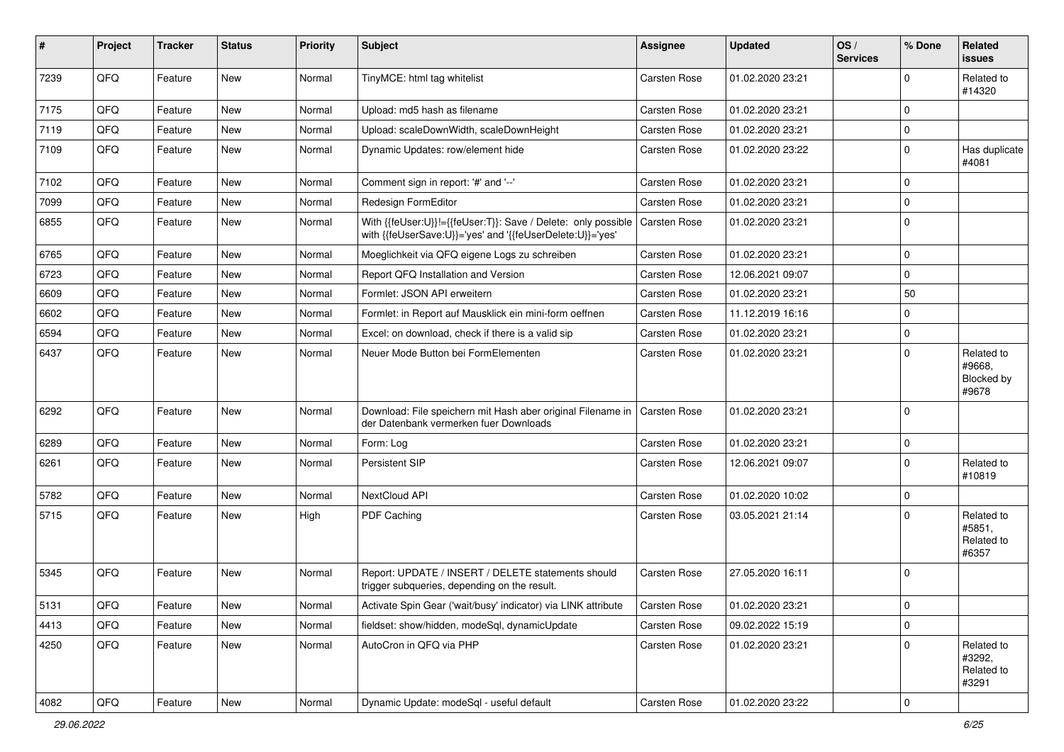| # | Project | Tracker | Status | Priority | Subject | Assignee | Updated | OS / Services | % Done | Related issues |
|---|---|---|---|---|---|---|---|---|---|---|
| 7239 | QFQ | Feature | New | Normal | TinyMCE: html tag whitelist | Carsten Rose | 01.02.2020 23:21 | | 0 | Related to #14320 |
| 7175 | QFQ | Feature | New | Normal | Upload: md5 hash as filename | Carsten Rose | 01.02.2020 23:21 | | 0 | |
| 7119 | QFQ | Feature | New | Normal | Upload: scaleDownWidth, scaleDownHeight | Carsten Rose | 01.02.2020 23:21 | | 0 | |
| 7109 | QFQ | Feature | New | Normal | Dynamic Updates: row/element hide | Carsten Rose | 01.02.2020 23:22 | | 0 | Has duplicate #4081 |
| 7102 | QFQ | Feature | New | Normal | Comment sign in report: '#' and '--' | Carsten Rose | 01.02.2020 23:21 | | 0 | |
| 7099 | QFQ | Feature | New | Normal | Redesign FormEditor | Carsten Rose | 01.02.2020 23:21 | | 0 | |
| 6855 | QFQ | Feature | New | Normal | With {{feUser:U}}!={{feUser:T}}: Save / Delete: only possible with {{feUserSave:U}}='yes' and '{{feUserDelete:U}}='yes' | Carsten Rose | 01.02.2020 23:21 | | 0 | |
| 6765 | QFQ | Feature | New | Normal | Moeglichkeit via QFQ eigene Logs zu schreiben | Carsten Rose | 01.02.2020 23:21 | | 0 | |
| 6723 | QFQ | Feature | New | Normal | Report QFQ Installation and Version | Carsten Rose | 12.06.2021 09:07 | | 0 | |
| 6609 | QFQ | Feature | New | Normal | Formlet: JSON API erweitern | Carsten Rose | 01.02.2020 23:21 | | 50 | |
| 6602 | QFQ | Feature | New | Normal | Formlet: in Report auf Mausklick ein mini-form oeffnen | Carsten Rose | 11.12.2019 16:16 | | 0 | |
| 6594 | QFQ | Feature | New | Normal | Excel: on download, check if there is a valid sip | Carsten Rose | 01.02.2020 23:21 | | 0 | |
| 6437 | QFQ | Feature | New | Normal | Neuer Mode Button bei FormElementen | Carsten Rose | 01.02.2020 23:21 | | 0 | Related to #9668, Blocked by #9678 |
| 6292 | QFQ | Feature | New | Normal | Download: File speichern mit Hash aber original Filename in der Datenbank vermerken fuer Downloads | Carsten Rose | 01.02.2020 23:21 | | 0 | |
| 6289 | QFQ | Feature | New | Normal | Form: Log | Carsten Rose | 01.02.2020 23:21 | | 0 | |
| 6261 | QFQ | Feature | New | Normal | Persistent SIP | Carsten Rose | 12.06.2021 09:07 | | 0 | Related to #10819 |
| 5782 | QFQ | Feature | New | Normal | NextCloud API | Carsten Rose | 01.02.2020 10:02 | | 0 | |
| 5715 | QFQ | Feature | New | High | PDF Caching | Carsten Rose | 03.05.2021 21:14 | | 0 | Related to #5851, Related to #6357 |
| 5345 | QFQ | Feature | New | Normal | Report: UPDATE / INSERT / DELETE statements should trigger subqueries, depending on the result. | Carsten Rose | 27.05.2020 16:11 | | 0 | |
| 5131 | QFQ | Feature | New | Normal | Activate Spin Gear ('wait/busy' indicator) via LINK attribute | Carsten Rose | 01.02.2020 23:21 | | 0 | |
| 4413 | QFQ | Feature | New | Normal | fieldset: show/hidden, modeSql, dynamicUpdate | Carsten Rose | 09.02.2022 15:19 | | 0 | |
| 4250 | QFQ | Feature | New | Normal | AutoCron in QFQ via PHP | Carsten Rose | 01.02.2020 23:21 | | 0 | Related to #3292, Related to #3291 |
| 4082 | QFQ | Feature | New | Normal | Dynamic Update: modeSql - useful default | Carsten Rose | 01.02.2020 23:22 | | 0 | |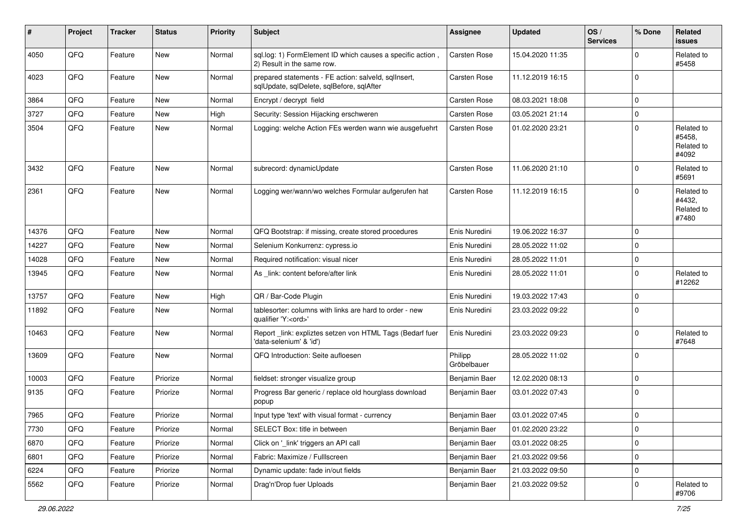| # | Project | Tracker | Status | Priority | Subject | Assignee | Updated | OS / Services | % Done | Related issues |
|---|---|---|---|---|---|---|---|---|---|---|
| 4050 | QFQ | Feature | New | Normal | sql.log: 1) FormElement ID which causes a specific action , 2) Result in the same row. | Carsten Rose | 15.04.2020 11:35 | | 0 | Related to #5458 |
| 4023 | QFQ | Feature | New | Normal | prepared statements - FE action: salveld, sqlInsert, sqlUpdate, sqlDelete, sqlBefore, sqlAfter | Carsten Rose | 11.12.2019 16:15 | | 0 | |
| 3864 | QFQ | Feature | New | Normal | Encrypt / decrypt field | Carsten Rose | 08.03.2021 18:08 | | 0 | |
| 3727 | QFQ | Feature | New | High | Security: Session Hijacking erschweren | Carsten Rose | 03.05.2021 21:14 | | 0 | |
| 3504 | QFQ | Feature | New | Normal | Logging: welche Action FEs werden wann wie ausgefuehrt | Carsten Rose | 01.02.2020 23:21 | | 0 | Related to #5458, Related to #4092 |
| 3432 | QFQ | Feature | New | Normal | subrecord: dynamicUpdate | Carsten Rose | 11.06.2020 21:10 | | 0 | Related to #5691 |
| 2361 | QFQ | Feature | New | Normal | Logging wer/wann/wo welches Formular aufgerufen hat | Carsten Rose | 11.12.2019 16:15 | | 0 | Related to #4432, Related to #7480 |
| 14376 | QFQ | Feature | New | Normal | QFQ Bootstrap: if missing, create stored procedures | Enis Nuredini | 19.06.2022 16:37 | | 0 | |
| 14227 | QFQ | Feature | New | Normal | Selenium Konkurrenz: cypress.io | Enis Nuredini | 28.05.2022 11:02 | | 0 | |
| 14028 | QFQ | Feature | New | Normal | Required notification: visual nicer | Enis Nuredini | 28.05.2022 11:01 | | 0 | |
| 13945 | QFQ | Feature | New | Normal | As _link: content before/after link | Enis Nuredini | 28.05.2022 11:01 | | 0 | Related to #12262 |
| 13757 | QFQ | Feature | New | High | QR / Bar-Code Plugin | Enis Nuredini | 19.03.2022 17:43 | | 0 | |
| 11892 | QFQ | Feature | New | Normal | tablesorter: columns with links are hard to order - new qualifier 'Y:<ord>' | Enis Nuredini | 23.03.2022 09:22 | | 0 | |
| 10463 | QFQ | Feature | New | Normal | Report _link: expliztes setzen von HTML Tags (Bedarf fuer 'data-selenium' & 'id') | Enis Nuredini | 23.03.2022 09:23 | | 0 | Related to #7648 |
| 13609 | QFQ | Feature | New | Normal | QFQ Introduction: Seite aufloesen | Philipp Gröbelbauer | 28.05.2022 11:02 | | 0 | |
| 10003 | QFQ | Feature | Priorize | Normal | fieldset: stronger visualize group | Benjamin Baer | 12.02.2020 08:13 | | 0 | |
| 9135 | QFQ | Feature | Priorize | Normal | Progress Bar generic / replace old hourglass download popup | Benjamin Baer | 03.01.2022 07:43 | | 0 | |
| 7965 | QFQ | Feature | Priorize | Normal | Input type 'text' with visual format - currency | Benjamin Baer | 03.01.2022 07:45 | | 0 | |
| 7730 | QFQ | Feature | Priorize | Normal | SELECT Box: title in between | Benjamin Baer | 01.02.2020 23:22 | | 0 | |
| 6870 | QFQ | Feature | Priorize | Normal | Click on '_link' triggers an API call | Benjamin Baer | 03.01.2022 08:25 | | 0 | |
| 6801 | QFQ | Feature | Priorize | Normal | Fabric: Maximize / Fulllscreen | Benjamin Baer | 21.03.2022 09:56 | | 0 | |
| 6224 | QFQ | Feature | Priorize | Normal | Dynamic update: fade in/out fields | Benjamin Baer | 21.03.2022 09:50 | | 0 | |
| 5562 | QFQ | Feature | Priorize | Normal | Drag'n'Drop fuer Uploads | Benjamin Baer | 21.03.2022 09:52 | | 0 | Related to #9706 |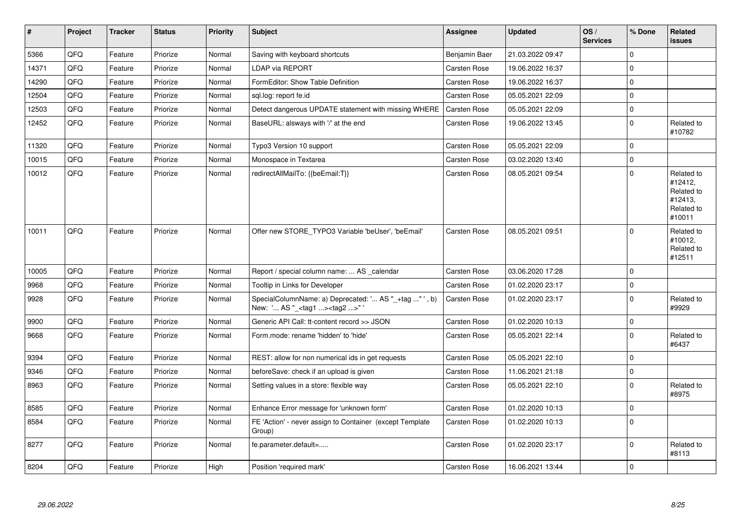| # | Project | Tracker | Status | Priority | Subject | Assignee | Updated | OS / Services | % Done | Related issues |
|---|---|---|---|---|---|---|---|---|---|---|
| 5366 | QFQ | Feature | Priorize | Normal | Saving with keyboard shortcuts | Benjamin Baer | 21.03.2022 09:47 | | 0 | |
| 14371 | QFQ | Feature | Priorize | Normal | LDAP via REPORT | Carsten Rose | 19.06.2022 16:37 | | 0 | |
| 14290 | QFQ | Feature | Priorize | Normal | FormEditor: Show Table Definition | Carsten Rose | 19.06.2022 16:37 | | 0 | |
| 12504 | QFQ | Feature | Priorize | Normal | sql.log: report fe.id | Carsten Rose | 05.05.2021 22:09 | | 0 | |
| 12503 | QFQ | Feature | Priorize | Normal | Detect dangerous UPDATE statement with missing WHERE | Carsten Rose | 05.05.2021 22:09 | | 0 | |
| 12452 | QFQ | Feature | Priorize | Normal | BaseURL: alsways with '/' at the end | Carsten Rose | 19.06.2022 13:45 | | 0 | Related to #10782 |
| 11320 | QFQ | Feature | Priorize | Normal | Typo3 Version 10 support | Carsten Rose | 05.05.2021 22:09 | | 0 | |
| 10015 | QFQ | Feature | Priorize | Normal | Monospace in Textarea | Carsten Rose | 03.02.2020 13:40 | | 0 | |
| 10012 | QFQ | Feature | Priorize | Normal | redirectAllMailTo: {{beEmail:T}} | Carsten Rose | 08.05.2021 09:54 | | 0 | Related to #12412, Related to #12413, Related to #10011 |
| 10011 | QFQ | Feature | Priorize | Normal | Offer new STORE_TYPO3 Variable 'beUser', 'beEmail' | Carsten Rose | 08.05.2021 09:51 | | 0 | Related to #10012, Related to #12511 |
| 10005 | QFQ | Feature | Priorize | Normal | Report / special column name: ... AS _calendar | Carsten Rose | 03.06.2020 17:28 | | 0 | |
| 9968 | QFQ | Feature | Priorize | Normal | Tooltip in Links for Developer | Carsten Rose | 01.02.2020 23:17 | | 0 | |
| 9928 | QFQ | Feature | Priorize | Normal | SpecialColumnName: a) Deprecated: '... AS "_+tag ..." ', b) New: '... AS "_<tag1 ...><tag2 ...>" ' | Carsten Rose | 01.02.2020 23:17 | | 0 | Related to #9929 |
| 9900 | QFQ | Feature | Priorize | Normal | Generic API Call: tt-content record >> JSON | Carsten Rose | 01.02.2020 10:13 | | 0 | |
| 9668 | QFQ | Feature | Priorize | Normal | Form.mode: rename 'hidden' to 'hide' | Carsten Rose | 05.05.2021 22:14 | | 0 | Related to #6437 |
| 9394 | QFQ | Feature | Priorize | Normal | REST: allow for non numerical ids in get requests | Carsten Rose | 05.05.2021 22:10 | | 0 | |
| 9346 | QFQ | Feature | Priorize | Normal | beforeSave: check if an upload is given | Carsten Rose | 11.06.2021 21:18 | | 0 | |
| 8963 | QFQ | Feature | Priorize | Normal | Setting values in a store: flexible way | Carsten Rose | 05.05.2021 22:10 | | 0 | Related to #8975 |
| 8585 | QFQ | Feature | Priorize | Normal | Enhance Error message for 'unknown form' | Carsten Rose | 01.02.2020 10:13 | | 0 | |
| 8584 | QFQ | Feature | Priorize | Normal | FE 'Action' - never assign to Container (except Template Group) | Carsten Rose | 01.02.2020 10:13 | | 0 | |
| 8277 | QFQ | Feature | Priorize | Normal | fe.parameter.default=..... | Carsten Rose | 01.02.2020 23:17 | | 0 | Related to #8113 |
| 8204 | QFQ | Feature | Priorize | High | Position 'required mark' | Carsten Rose | 16.06.2021 13:44 | | 0 | |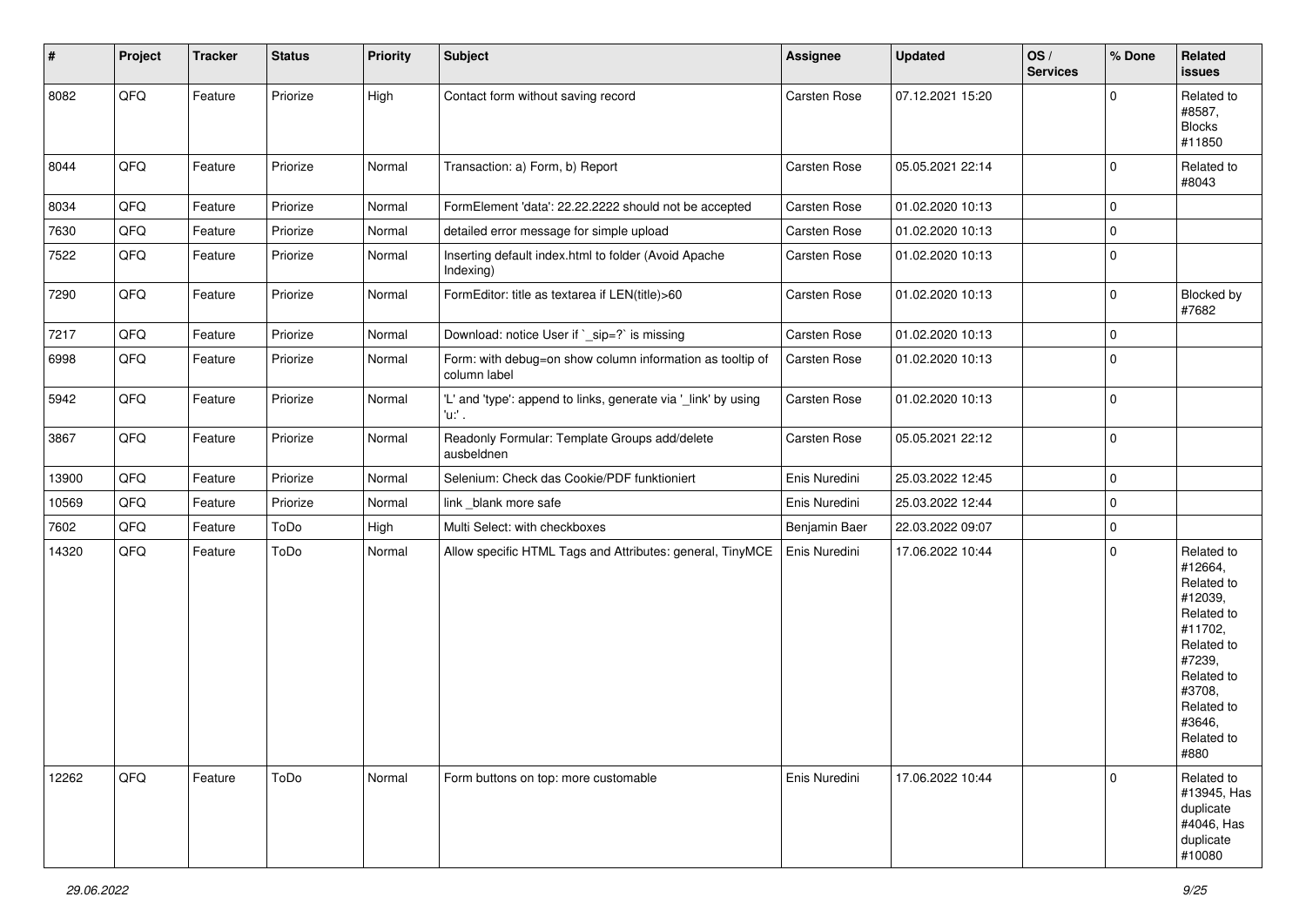| # | Project | Tracker | Status | Priority | Subject | Assignee | Updated | OS / Services | % Done | Related issues |
|---|---|---|---|---|---|---|---|---|---|---|
| 8082 | QFQ | Feature | Priorize | High | Contact form without saving record | Carsten Rose | 07.12.2021 15:20 | | 0 | Related to #8587, Blocks #11850 |
| 8044 | QFQ | Feature | Priorize | Normal | Transaction: a) Form, b) Report | Carsten Rose | 05.05.2021 22:14 | | 0 | Related to #8043 |
| 8034 | QFQ | Feature | Priorize | Normal | FormElement 'data': 22.22.2222 should not be accepted | Carsten Rose | 01.02.2020 10:13 | | 0 | |
| 7630 | QFQ | Feature | Priorize | Normal | detailed error message for simple upload | Carsten Rose | 01.02.2020 10:13 | | 0 | |
| 7522 | QFQ | Feature | Priorize | Normal | Inserting default index.html to folder (Avoid Apache Indexing) | Carsten Rose | 01.02.2020 10:13 | | 0 | |
| 7290 | QFQ | Feature | Priorize | Normal | FormEditor: title as textarea if LEN(title)>60 | Carsten Rose | 01.02.2020 10:13 | | 0 | Blocked by #7682 |
| 7217 | QFQ | Feature | Priorize | Normal | Download: notice User if `_sip=?` is missing | Carsten Rose | 01.02.2020 10:13 | | 0 | |
| 6998 | QFQ | Feature | Priorize | Normal | Form: with debug=on show column information as tooltip of column label | Carsten Rose | 01.02.2020 10:13 | | 0 | |
| 5942 | QFQ | Feature | Priorize | Normal | 'L' and 'type': append to links, generate via '_link' by using 'u:' . | Carsten Rose | 01.02.2020 10:13 | | 0 | |
| 3867 | QFQ | Feature | Priorize | Normal | Readonly Formular: Template Groups add/delete ausbeldnen | Carsten Rose | 05.05.2021 22:12 | | 0 | |
| 13900 | QFQ | Feature | Priorize | Normal | Selenium: Check das Cookie/PDF funktioniert | Enis Nuredini | 25.03.2022 12:45 | | 0 | |
| 10569 | QFQ | Feature | Priorize | Normal | link _blank more safe | Enis Nuredini | 25.03.2022 12:44 | | 0 | |
| 7602 | QFQ | Feature | ToDo | High | Multi Select: with checkboxes | Benjamin Baer | 22.03.2022 09:07 | | 0 | |
| 14320 | QFQ | Feature | ToDo | Normal | Allow specific HTML Tags and Attributes: general, TinyMCE | Enis Nuredini | 17.06.2022 10:44 | | 0 | Related to #12664, Related to #12039, Related to #11702, Related to #7239, Related to #3708, Related to #3646, Related to #880 |
| 12262 | QFQ | Feature | ToDo | Normal | Form buttons on top: more customable | Enis Nuredini | 17.06.2022 10:44 | | 0 | Related to #13945, Has duplicate #4046, Has duplicate #10080 |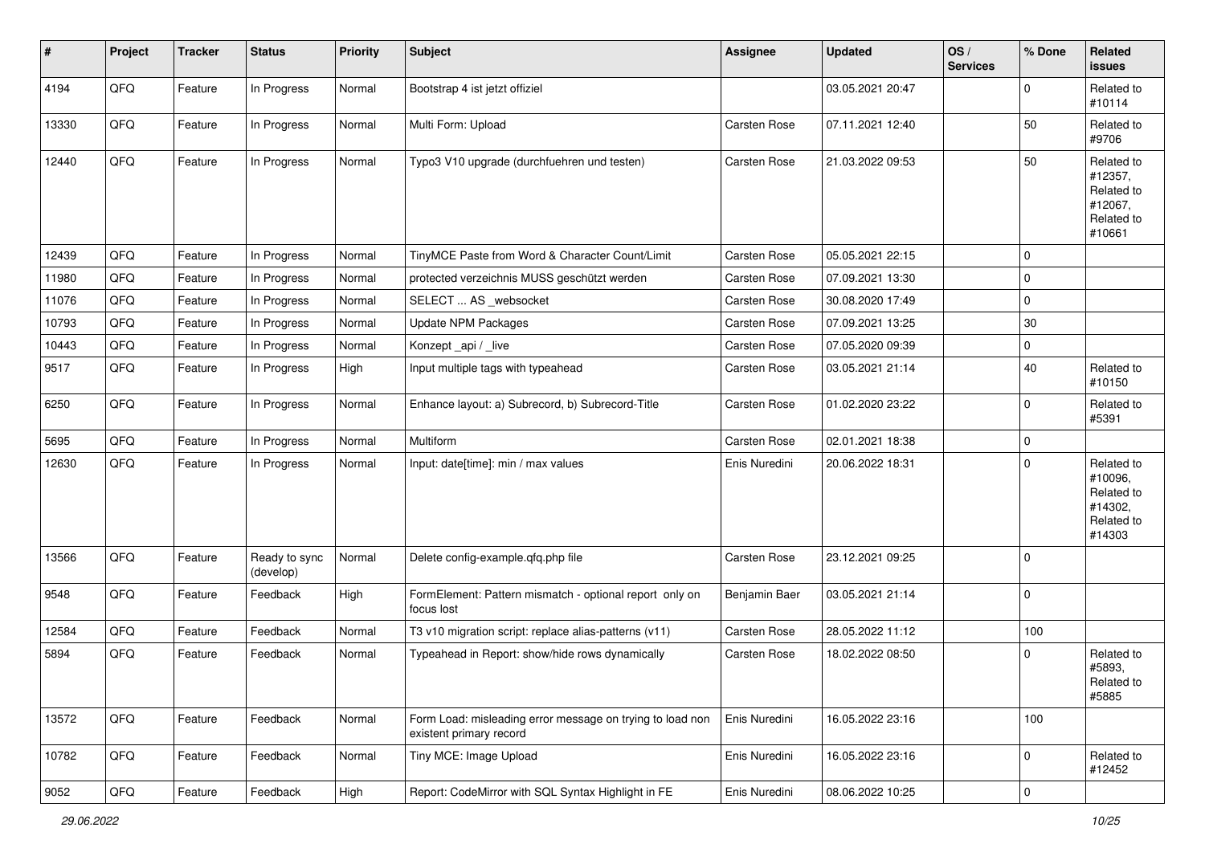| # | Project | Tracker | Status | Priority | Subject | Assignee | Updated | OS / Services | % Done | Related issues |
|---|---|---|---|---|---|---|---|---|---|---|
| 4194 | QFQ | Feature | In Progress | Normal | Bootstrap 4 ist jetzt offiziel | | 03.05.2021 20:47 | | 0 | Related to #10114 |
| 13330 | QFQ | Feature | In Progress | Normal | Multi Form: Upload | Carsten Rose | 07.11.2021 12:40 | | 50 | Related to #9706 |
| 12440 | QFQ | Feature | In Progress | Normal | Typo3 V10 upgrade (durchfuehren und testen) | Carsten Rose | 21.03.2022 09:53 | | 50 | Related to #12357, Related to #12067, Related to #10661 |
| 12439 | QFQ | Feature | In Progress | Normal | TinyMCE Paste from Word & Character Count/Limit | Carsten Rose | 05.05.2021 22:15 | | 0 | |
| 11980 | QFQ | Feature | In Progress | Normal | protected verzeichnis MUSS geschützt werden | Carsten Rose | 07.09.2021 13:30 | | 0 | |
| 11076 | QFQ | Feature | In Progress | Normal | SELECT ... AS _websocket | Carsten Rose | 30.08.2020 17:49 | | 0 | |
| 10793 | QFQ | Feature | In Progress | Normal | Update NPM Packages | Carsten Rose | 07.09.2021 13:25 | | 30 | |
| 10443 | QFQ | Feature | In Progress | Normal | Konzept _api / _live | Carsten Rose | 07.05.2020 09:39 | | 0 | |
| 9517 | QFQ | Feature | In Progress | High | Input multiple tags with typeahead | Carsten Rose | 03.05.2021 21:14 | | 40 | Related to #10150 |
| 6250 | QFQ | Feature | In Progress | Normal | Enhance layout: a) Subrecord, b) Subrecord-Title | Carsten Rose | 01.02.2020 23:22 | | 0 | Related to #5391 |
| 5695 | QFQ | Feature | In Progress | Normal | Multiform | Carsten Rose | 02.01.2021 18:38 | | 0 | |
| 12630 | QFQ | Feature | In Progress | Normal | Input: date[time]: min / max values | Enis Nuredini | 20.06.2022 18:31 | | 0 | Related to #10096, Related to #14302, Related to #14303 |
| 13566 | QFQ | Feature | Ready to sync (develop) | Normal | Delete config-example.qfq.php file | Carsten Rose | 23.12.2021 09:25 | | 0 | |
| 9548 | QFQ | Feature | Feedback | High | FormElement: Pattern mismatch - optional report only on focus lost | Benjamin Baer | 03.05.2021 21:14 | | 0 | |
| 12584 | QFQ | Feature | Feedback | Normal | T3 v10 migration script: replace alias-patterns (v11) | Carsten Rose | 28.05.2022 11:12 | | 100 | |
| 5894 | QFQ | Feature | Feedback | Normal | Typeahead in Report: show/hide rows dynamically | Carsten Rose | 18.02.2022 08:50 | | 0 | Related to #5893, Related to #5885 |
| 13572 | QFQ | Feature | Feedback | Normal | Form Load: misleading error message on trying to load non existent primary record | Enis Nuredini | 16.05.2022 23:16 | | 100 | |
| 10782 | QFQ | Feature | Feedback | Normal | Tiny MCE: Image Upload | Enis Nuredini | 16.05.2022 23:16 | | 0 | Related to #12452 |
| 9052 | QFQ | Feature | Feedback | High | Report: CodeMirror with SQL Syntax Highlight in FE | Enis Nuredini | 08.06.2022 10:25 | | 0 | |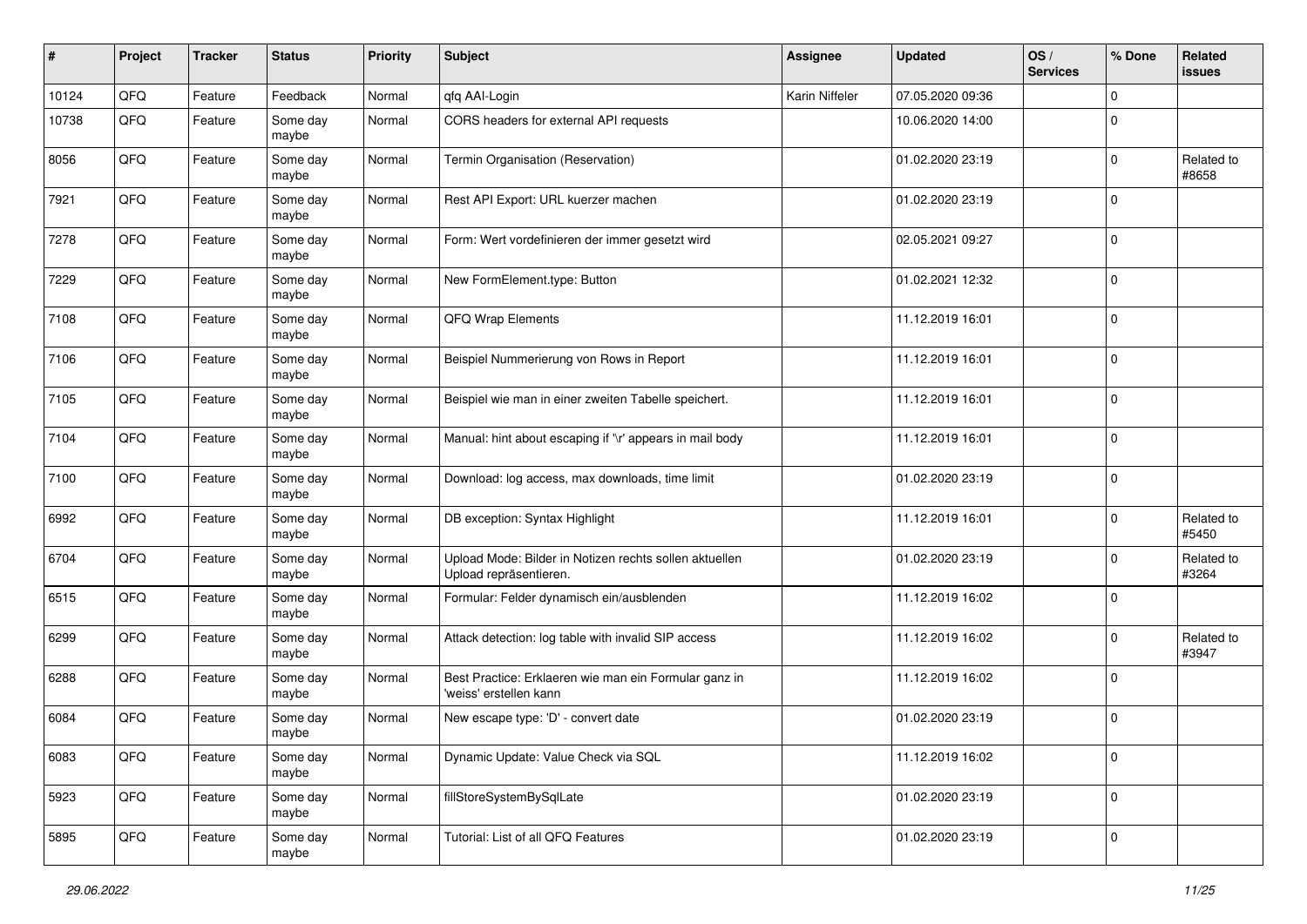| # | Project | Tracker | Status | Priority | Subject | Assignee | Updated | OS / Services | % Done | Related issues |
|---|---|---|---|---|---|---|---|---|---|---|
| 10124 | QFQ | Feature | Feedback | Normal | qfq AAI-Login | Karin Niffeler | 07.05.2020 09:36 | | 0 | |
| 10738 | QFQ | Feature | Some day maybe | Normal | CORS headers for external API requests | | 10.06.2020 14:00 | | 0 | |
| 8056 | QFQ | Feature | Some day maybe | Normal | Termin Organisation (Reservation) | | 01.02.2020 23:19 | | 0 | Related to #8658 |
| 7921 | QFQ | Feature | Some day maybe | Normal | Rest API Export: URL kuerzer machen | | 01.02.2020 23:19 | | 0 | |
| 7278 | QFQ | Feature | Some day maybe | Normal | Form: Wert vordefinieren der immer gesetzt wird | | 02.05.2021 09:27 | | 0 | |
| 7229 | QFQ | Feature | Some day maybe | Normal | New FormElement.type: Button | | 01.02.2021 12:32 | | 0 | |
| 7108 | QFQ | Feature | Some day maybe | Normal | QFQ Wrap Elements | | 11.12.2019 16:01 | | 0 | |
| 7106 | QFQ | Feature | Some day maybe | Normal | Beispiel Nummerierung von Rows in Report | | 11.12.2019 16:01 | | 0 | |
| 7105 | QFQ | Feature | Some day maybe | Normal | Beispiel wie man in einer zweiten Tabelle speichert. | | 11.12.2019 16:01 | | 0 | |
| 7104 | QFQ | Feature | Some day maybe | Normal | Manual: hint about escaping if '\r' appears in mail body | | 11.12.2019 16:01 | | 0 | |
| 7100 | QFQ | Feature | Some day maybe | Normal | Download: log access, max downloads, time limit | | 01.02.2020 23:19 | | 0 | |
| 6992 | QFQ | Feature | Some day maybe | Normal | DB exception: Syntax Highlight | | 11.12.2019 16:01 | | 0 | Related to #5450 |
| 6704 | QFQ | Feature | Some day maybe | Normal | Upload Mode: Bilder in Notizen rechts sollen aktuellen Upload repräsentieren. | | 01.02.2020 23:19 | | 0 | Related to #3264 |
| 6515 | QFQ | Feature | Some day maybe | Normal | Formular: Felder dynamisch ein/ausblenden | | 11.12.2019 16:02 | | 0 | |
| 6299 | QFQ | Feature | Some day maybe | Normal | Attack detection: log table with invalid SIP access | | 11.12.2019 16:02 | | 0 | Related to #3947 |
| 6288 | QFQ | Feature | Some day maybe | Normal | Best Practice: Erklaeren wie man ein Formular ganz in 'weiss' erstellen kann | | 11.12.2019 16:02 | | 0 | |
| 6084 | QFQ | Feature | Some day maybe | Normal | New escape type: 'D' - convert date | | 01.02.2020 23:19 | | 0 | |
| 6083 | QFQ | Feature | Some day maybe | Normal | Dynamic Update: Value Check via SQL | | 11.12.2019 16:02 | | 0 | |
| 5923 | QFQ | Feature | Some day maybe | Normal | fillStoreSystemBySqlLate | | 01.02.2020 23:19 | | 0 | |
| 5895 | QFQ | Feature | Some day maybe | Normal | Tutorial: List of all QFQ Features | | 01.02.2020 23:19 | | 0 | |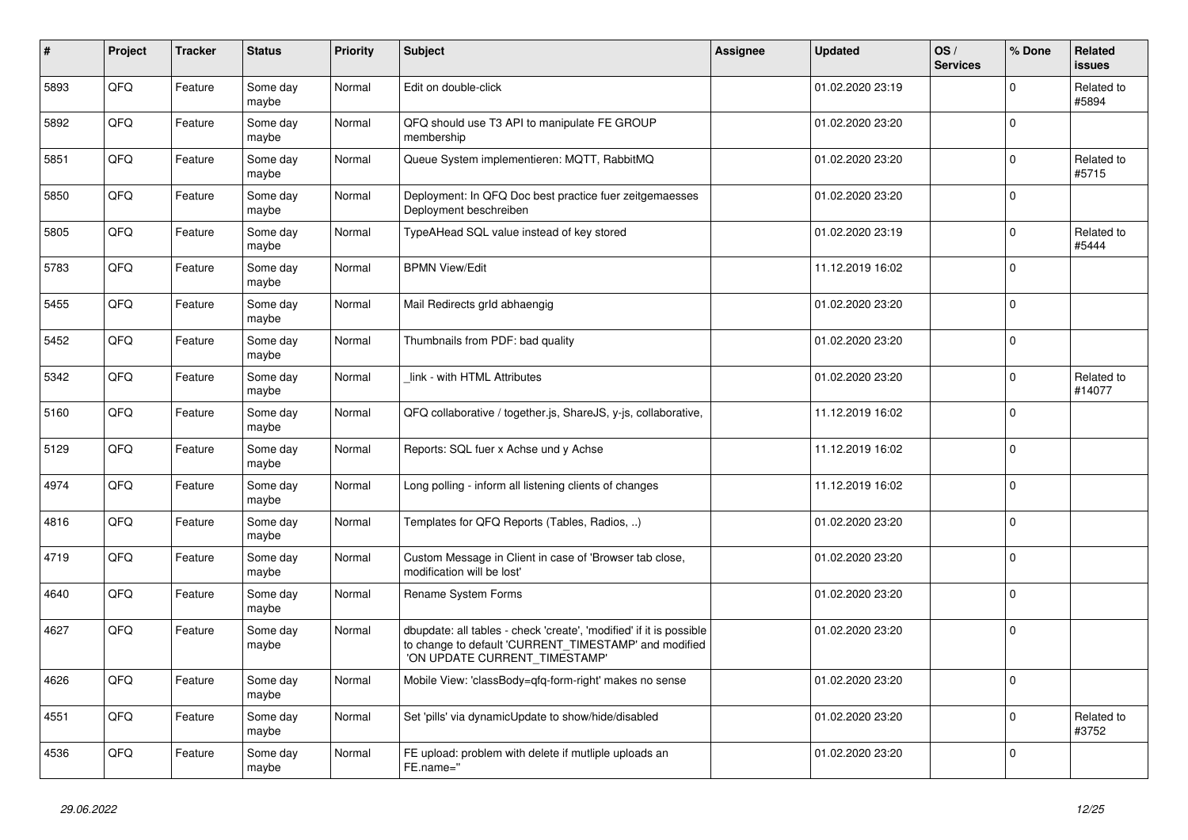| # | Project | Tracker | Status | Priority | Subject | Assignee | Updated | OS / Services | % Done | Related issues |
|---|---|---|---|---|---|---|---|---|---|---|
| 5893 | QFQ | Feature | Some day maybe | Normal | Edit on double-click | | 01.02.2020 23:19 | | 0 | Related to #5894 |
| 5892 | QFQ | Feature | Some day maybe | Normal | QFQ should use T3 API to manipulate FE GROUP membership | | 01.02.2020 23:20 | | 0 | |
| 5851 | QFQ | Feature | Some day maybe | Normal | Queue System implementieren: MQTT, RabbitMQ | | 01.02.2020 23:20 | | 0 | Related to #5715 |
| 5850 | QFQ | Feature | Some day maybe | Normal | Deployment: In QFQ Doc best practice fuer zeitgemaesses Deployment beschreiben | | 01.02.2020 23:20 | | 0 | |
| 5805 | QFQ | Feature | Some day maybe | Normal | TypeAHead SQL value instead of key stored | | 01.02.2020 23:19 | | 0 | Related to #5444 |
| 5783 | QFQ | Feature | Some day maybe | Normal | BPMN View/Edit | | 11.12.2019 16:02 | | 0 | |
| 5455 | QFQ | Feature | Some day maybe | Normal | Mail Redirects grId abhaengig | | 01.02.2020 23:20 | | 0 | |
| 5452 | QFQ | Feature | Some day maybe | Normal | Thumbnails from PDF: bad quality | | 01.02.2020 23:20 | | 0 | |
| 5342 | QFQ | Feature | Some day maybe | Normal | _link - with HTML Attributes | | 01.02.2020 23:20 | | 0 | Related to #14077 |
| 5160 | QFQ | Feature | Some day maybe | Normal | QFQ collaborative / together.js, ShareJS, y-js, collaborative, | | 11.12.2019 16:02 | | 0 | |
| 5129 | QFQ | Feature | Some day maybe | Normal | Reports: SQL fuer x Achse und y Achse | | 11.12.2019 16:02 | | 0 | |
| 4974 | QFQ | Feature | Some day maybe | Normal | Long polling - inform all listening clients of changes | | 11.12.2019 16:02 | | 0 | |
| 4816 | QFQ | Feature | Some day maybe | Normal | Templates for QFQ Reports (Tables, Radios, ..) | | 01.02.2020 23:20 | | 0 | |
| 4719 | QFQ | Feature | Some day maybe | Normal | Custom Message in Client in case of 'Browser tab close, modification will be lost' | | 01.02.2020 23:20 | | 0 | |
| 4640 | QFQ | Feature | Some day maybe | Normal | Rename System Forms | | 01.02.2020 23:20 | | 0 | |
| 4627 | QFQ | Feature | Some day maybe | Normal | dbupdate: all tables - check 'create', 'modified' if it is possible to change to default 'CURRENT_TIMESTAMP' and modified 'ON UPDATE CURRENT_TIMESTAMP' | | 01.02.2020 23:20 | | 0 | |
| 4626 | QFQ | Feature | Some day maybe | Normal | Mobile View: 'classBody=qfq-form-right' makes no sense | | 01.02.2020 23:20 | | 0 | |
| 4551 | QFQ | Feature | Some day maybe | Normal | Set 'pills' via dynamicUpdate to show/hide/disabled | | 01.02.2020 23:20 | | 0 | Related to #3752 |
| 4536 | QFQ | Feature | Some day maybe | Normal | FE upload: problem with delete if mutliple uploads an FE.name='' | | 01.02.2020 23:20 | | 0 | |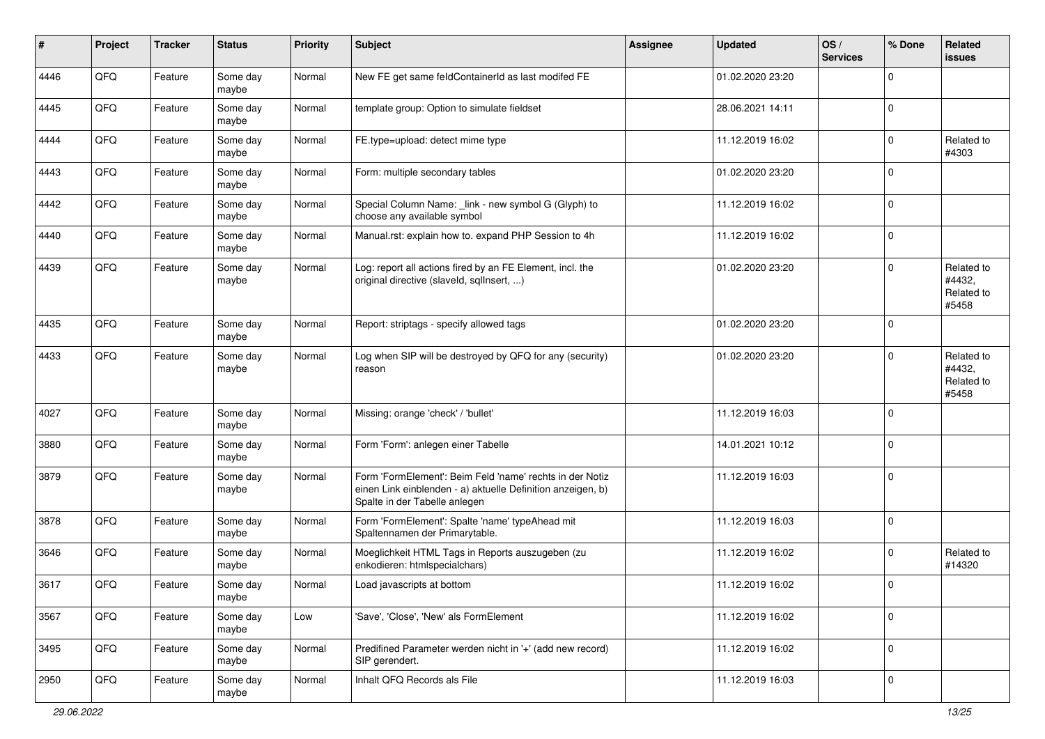| # | Project | Tracker | Status | Priority | Subject | Assignee | Updated | OS / Services | % Done | Related issues |
|---|---|---|---|---|---|---|---|---|---|---|
| 4446 | QFQ | Feature | Some day maybe | Normal | New FE get same feldContainerId as last modifed FE | | 01.02.2020 23:20 | | 0 | |
| 4445 | QFQ | Feature | Some day maybe | Normal | template group: Option to simulate fieldset | | 28.06.2021 14:11 | | 0 | |
| 4444 | QFQ | Feature | Some day maybe | Normal | FE.type=upload: detect mime type | | 11.12.2019 16:02 | | 0 | Related to #4303 |
| 4443 | QFQ | Feature | Some day maybe | Normal | Form: multiple secondary tables | | 01.02.2020 23:20 | | 0 | |
| 4442 | QFQ | Feature | Some day maybe | Normal | Special Column Name: _link - new symbol G (Glyph) to choose any available symbol | | 11.12.2019 16:02 | | 0 | |
| 4440 | QFQ | Feature | Some day maybe | Normal | Manual.rst: explain how to. expand PHP Session to 4h | | 11.12.2019 16:02 | | 0 | |
| 4439 | QFQ | Feature | Some day maybe | Normal | Log: report all actions fired by an FE Element, incl. the original directive (slaveId, sqlInsert, ...) | | 01.02.2020 23:20 | | 0 | Related to #4432, Related to #5458 |
| 4435 | QFQ | Feature | Some day maybe | Normal | Report: striptags - specify allowed tags | | 01.02.2020 23:20 | | 0 | |
| 4433 | QFQ | Feature | Some day maybe | Normal | Log when SIP will be destroyed by QFQ for any (security) reason | | 01.02.2020 23:20 | | 0 | Related to #4432, Related to #5458 |
| 4027 | QFQ | Feature | Some day maybe | Normal | Missing: orange 'check' / 'bullet' | | 11.12.2019 16:03 | | 0 | |
| 3880 | QFQ | Feature | Some day maybe | Normal | Form 'Form': anlegen einer Tabelle | | 14.01.2021 10:12 | | 0 | |
| 3879 | QFQ | Feature | Some day maybe | Normal | Form 'FormElement': Beim Feld 'name' rechts in der Notiz einen Link einblenden - a) aktuelle Definition anzeigen, b) Spalte in der Tabelle anlegen | | 11.12.2019 16:03 | | 0 | |
| 3878 | QFQ | Feature | Some day maybe | Normal | Form 'FormElement': Spalte 'name' typeAhead mit Spaltennamen der Primarytable. | | 11.12.2019 16:03 | | 0 | |
| 3646 | QFQ | Feature | Some day maybe | Normal | Moeglichkeit HTML Tags in Reports auszugeben (zu enkodieren: htmlspecialchars) | | 11.12.2019 16:02 | | 0 | Related to #14320 |
| 3617 | QFQ | Feature | Some day maybe | Normal | Load javascripts at bottom | | 11.12.2019 16:02 | | 0 | |
| 3567 | QFQ | Feature | Some day maybe | Low | 'Save', 'Close', 'New' als FormElement | | 11.12.2019 16:02 | | 0 | |
| 3495 | QFQ | Feature | Some day maybe | Normal | Predifined Parameter werden nicht in '+' (add new record) SIP gerendert. | | 11.12.2019 16:02 | | 0 | |
| 2950 | QFQ | Feature | Some day maybe | Normal | Inhalt QFQ Records als File | | 11.12.2019 16:03 | | 0 | |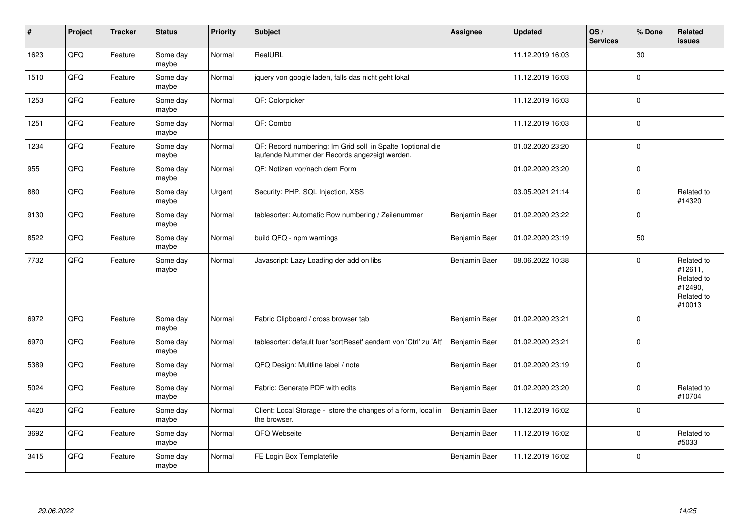| # | Project | Tracker | Status | Priority | Subject | Assignee | Updated | OS / Services | % Done | Related issues |
|---|---|---|---|---|---|---|---|---|---|---|
| 1623 | QFQ | Feature | Some day maybe | Normal | RealURL | | 11.12.2019 16:03 | | 30 | |
| 1510 | QFQ | Feature | Some day maybe | Normal | jquery von google laden, falls das nicht geht lokal | | 11.12.2019 16:03 | | 0 | |
| 1253 | QFQ | Feature | Some day maybe | Normal | QF: Colorpicker | | 11.12.2019 16:03 | | 0 | |
| 1251 | QFQ | Feature | Some day maybe | Normal | QF: Combo | | 11.12.2019 16:03 | | 0 | |
| 1234 | QFQ | Feature | Some day maybe | Normal | QF: Record numbering: Im Grid soll in Spalte 1optional die laufende Nummer der Records angezeigt werden. | | 01.02.2020 23:20 | | 0 | |
| 955 | QFQ | Feature | Some day maybe | Normal | QF: Notizen vor/nach dem Form | | 01.02.2020 23:20 | | 0 | |
| 880 | QFQ | Feature | Some day maybe | Urgent | Security: PHP, SQL Injection, XSS | | 03.05.2021 21:14 | | 0 | Related to #14320 |
| 9130 | QFQ | Feature | Some day maybe | Normal | tablesorter: Automatic Row numbering / Zeilenummer | Benjamin Baer | 01.02.2020 23:22 | | 0 | |
| 8522 | QFQ | Feature | Some day maybe | Normal | build QFQ - npm warnings | Benjamin Baer | 01.02.2020 23:19 | | 50 | |
| 7732 | QFQ | Feature | Some day maybe | Normal | Javascript: Lazy Loading der add on libs | Benjamin Baer | 08.06.2022 10:38 | | 0 | Related to #12611, Related to #12490, Related to #10013 |
| 6972 | QFQ | Feature | Some day maybe | Normal | Fabric Clipboard / cross browser tab | Benjamin Baer | 01.02.2020 23:21 | | 0 | |
| 6970 | QFQ | Feature | Some day maybe | Normal | tablesorter: default fuer 'sortReset' aendern von 'Ctrl' zu 'Alt' | Benjamin Baer | 01.02.2020 23:21 | | 0 | |
| 5389 | QFQ | Feature | Some day maybe | Normal | QFQ Design: Multline label / note | Benjamin Baer | 01.02.2020 23:19 | | 0 | |
| 5024 | QFQ | Feature | Some day maybe | Normal | Fabric: Generate PDF with edits | Benjamin Baer | 01.02.2020 23:20 | | 0 | Related to #10704 |
| 4420 | QFQ | Feature | Some day maybe | Normal | Client: Local Storage - store the changes of a form, local in the browser. | Benjamin Baer | 11.12.2019 16:02 | | 0 | |
| 3692 | QFQ | Feature | Some day maybe | Normal | QFQ Webseite | Benjamin Baer | 11.12.2019 16:02 | | 0 | Related to #5033 |
| 3415 | QFQ | Feature | Some day maybe | Normal | FE Login Box Templatefile | Benjamin Baer | 11.12.2019 16:02 | | 0 | |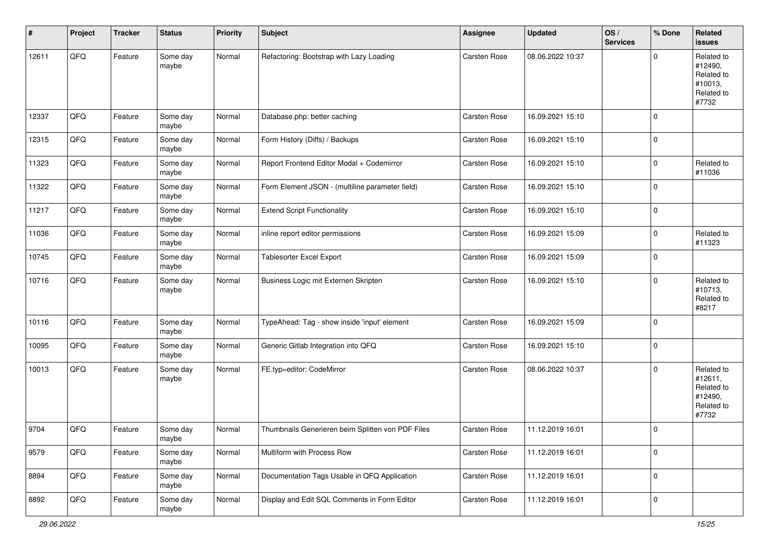| # | Project | Tracker | Status | Priority | Subject | Assignee | Updated | OS / Services | % Done | Related issues |
|---|---|---|---|---|---|---|---|---|---|---|
| 12611 | QFQ | Feature | Some day maybe | Normal | Refactoring: Bootstrap with Lazy Loading | Carsten Rose | 08.06.2022 10:37 | | 0 | Related to #12490, Related to #10013, Related to #7732 |
| 12337 | QFQ | Feature | Some day maybe | Normal | Database.php: better caching | Carsten Rose | 16.09.2021 15:10 | | 0 | |
| 12315 | QFQ | Feature | Some day maybe | Normal | Form History (Diffs) / Backups | Carsten Rose | 16.09.2021 15:10 | | 0 | |
| 11323 | QFQ | Feature | Some day maybe | Normal | Report Frontend Editor Modal + Codemirror | Carsten Rose | 16.09.2021 15:10 | | 0 | Related to #11036 |
| 11322 | QFQ | Feature | Some day maybe | Normal | Form Element JSON - (multiline parameter field) | Carsten Rose | 16.09.2021 15:10 | | 0 | |
| 11217 | QFQ | Feature | Some day maybe | Normal | Extend Script Functionality | Carsten Rose | 16.09.2021 15:10 | | 0 | |
| 11036 | QFQ | Feature | Some day maybe | Normal | inline report editor permissions | Carsten Rose | 16.09.2021 15:09 | | 0 | Related to #11323 |
| 10745 | QFQ | Feature | Some day maybe | Normal | Tablesorter Excel Export | Carsten Rose | 16.09.2021 15:09 | | 0 | |
| 10716 | QFQ | Feature | Some day maybe | Normal | Business Logic mit Externen Skripten | Carsten Rose | 16.09.2021 15:10 | | 0 | Related to #10713, Related to #8217 |
| 10116 | QFQ | Feature | Some day maybe | Normal | TypeAhead: Tag - show inside 'input' element | Carsten Rose | 16.09.2021 15:09 | | 0 | |
| 10095 | QFQ | Feature | Some day maybe | Normal | Generic Gitlab Integration into QFQ | Carsten Rose | 16.09.2021 15:10 | | 0 | |
| 10013 | QFQ | Feature | Some day maybe | Normal | FE.typ=editor: CodeMirror | Carsten Rose | 08.06.2022 10:37 | | 0 | Related to #12611, Related to #12490, Related to #7732 |
| 9704 | QFQ | Feature | Some day maybe | Normal | Thumbnails Generieren beim Splitten von PDF Files | Carsten Rose | 11.12.2019 16:01 | | 0 | |
| 9579 | QFQ | Feature | Some day maybe | Normal | Multiform with Process Row | Carsten Rose | 11.12.2019 16:01 | | 0 | |
| 8894 | QFQ | Feature | Some day maybe | Normal | Documentation Tags Usable in QFQ Application | Carsten Rose | 11.12.2019 16:01 | | 0 | |
| 8892 | QFQ | Feature | Some day maybe | Normal | Display and Edit SQL Comments in Form Editor | Carsten Rose | 11.12.2019 16:01 | | 0 | |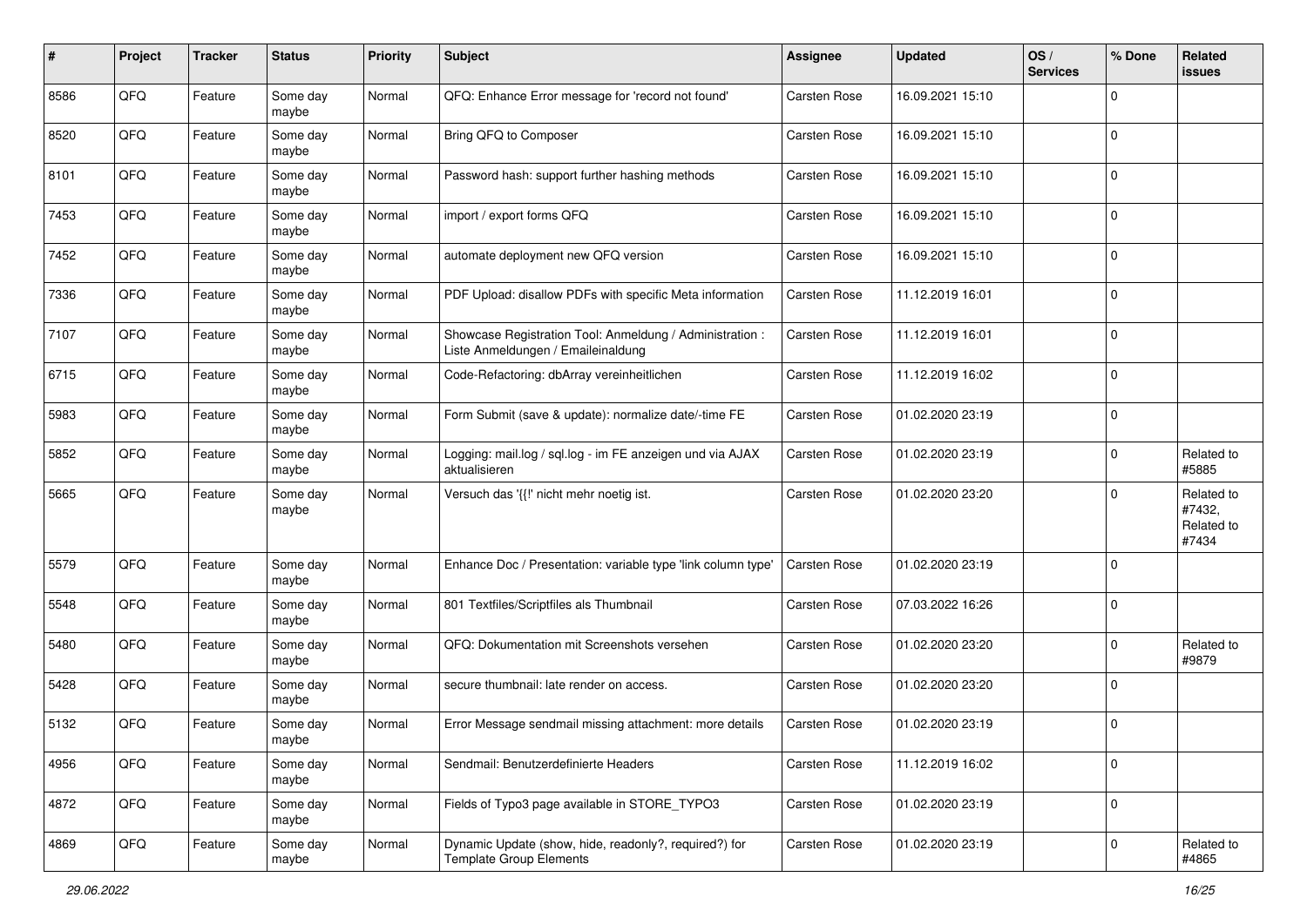| # | Project | Tracker | Status | Priority | Subject | Assignee | Updated | OS / Services | % Done | Related issues |
|---|---|---|---|---|---|---|---|---|---|---|
| 8586 | QFQ | Feature | Some day maybe | Normal | QFQ: Enhance Error message for 'record not found' | Carsten Rose | 16.09.2021 15:10 | | 0 | |
| 8520 | QFQ | Feature | Some day maybe | Normal | Bring QFQ to Composer | Carsten Rose | 16.09.2021 15:10 | | 0 | |
| 8101 | QFQ | Feature | Some day maybe | Normal | Password hash: support further hashing methods | Carsten Rose | 16.09.2021 15:10 | | 0 | |
| 7453 | QFQ | Feature | Some day maybe | Normal | import / export forms QFQ | Carsten Rose | 16.09.2021 15:10 | | 0 | |
| 7452 | QFQ | Feature | Some day maybe | Normal | automate deployment new QFQ version | Carsten Rose | 16.09.2021 15:10 | | 0 | |
| 7336 | QFQ | Feature | Some day maybe | Normal | PDF Upload: disallow PDFs with specific Meta information | Carsten Rose | 11.12.2019 16:01 | | 0 | |
| 7107 | QFQ | Feature | Some day maybe | Normal | Showcase Registration Tool: Anmeldung / Administration : Liste Anmeldungen / Emaileinaldung | Carsten Rose | 11.12.2019 16:01 | | 0 | |
| 6715 | QFQ | Feature | Some day maybe | Normal | Code-Refactoring: dbArray vereinheitlichen | Carsten Rose | 11.12.2019 16:02 | | 0 | |
| 5983 | QFQ | Feature | Some day maybe | Normal | Form Submit (save & update): normalize date/-time FE | Carsten Rose | 01.02.2020 23:19 | | 0 | |
| 5852 | QFQ | Feature | Some day maybe | Normal | Logging: mail.log / sql.log - im FE anzeigen und via AJAX aktualisieren | Carsten Rose | 01.02.2020 23:19 | | 0 | Related to #5885 |
| 5665 | QFQ | Feature | Some day maybe | Normal | Versuch das '{{!' nicht mehr noetig ist. | Carsten Rose | 01.02.2020 23:20 | | 0 | Related to #7432, Related to #7434 |
| 5579 | QFQ | Feature | Some day maybe | Normal | Enhance Doc / Presentation: variable type 'link column type' | Carsten Rose | 01.02.2020 23:19 | | 0 | |
| 5548 | QFQ | Feature | Some day maybe | Normal | 801 Textfiles/Scriptfiles als Thumbnail | Carsten Rose | 07.03.2022 16:26 | | 0 | |
| 5480 | QFQ | Feature | Some day maybe | Normal | QFQ: Dokumentation mit Screenshots versehen | Carsten Rose | 01.02.2020 23:20 | | 0 | Related to #9879 |
| 5428 | QFQ | Feature | Some day maybe | Normal | secure thumbnail: late render on access. | Carsten Rose | 01.02.2020 23:20 | | 0 | |
| 5132 | QFQ | Feature | Some day maybe | Normal | Error Message sendmail missing attachment: more details | Carsten Rose | 01.02.2020 23:19 | | 0 | |
| 4956 | QFQ | Feature | Some day maybe | Normal | Sendmail: Benutzerdefinierte Headers | Carsten Rose | 11.12.2019 16:02 | | 0 | |
| 4872 | QFQ | Feature | Some day maybe | Normal | Fields of Typo3 page available in STORE_TYPO3 | Carsten Rose | 01.02.2020 23:19 | | 0 | |
| 4869 | QFQ | Feature | Some day maybe | Normal | Dynamic Update (show, hide, readonly?, required?) for Template Group Elements | Carsten Rose | 01.02.2020 23:19 | | 0 | Related to #4865 |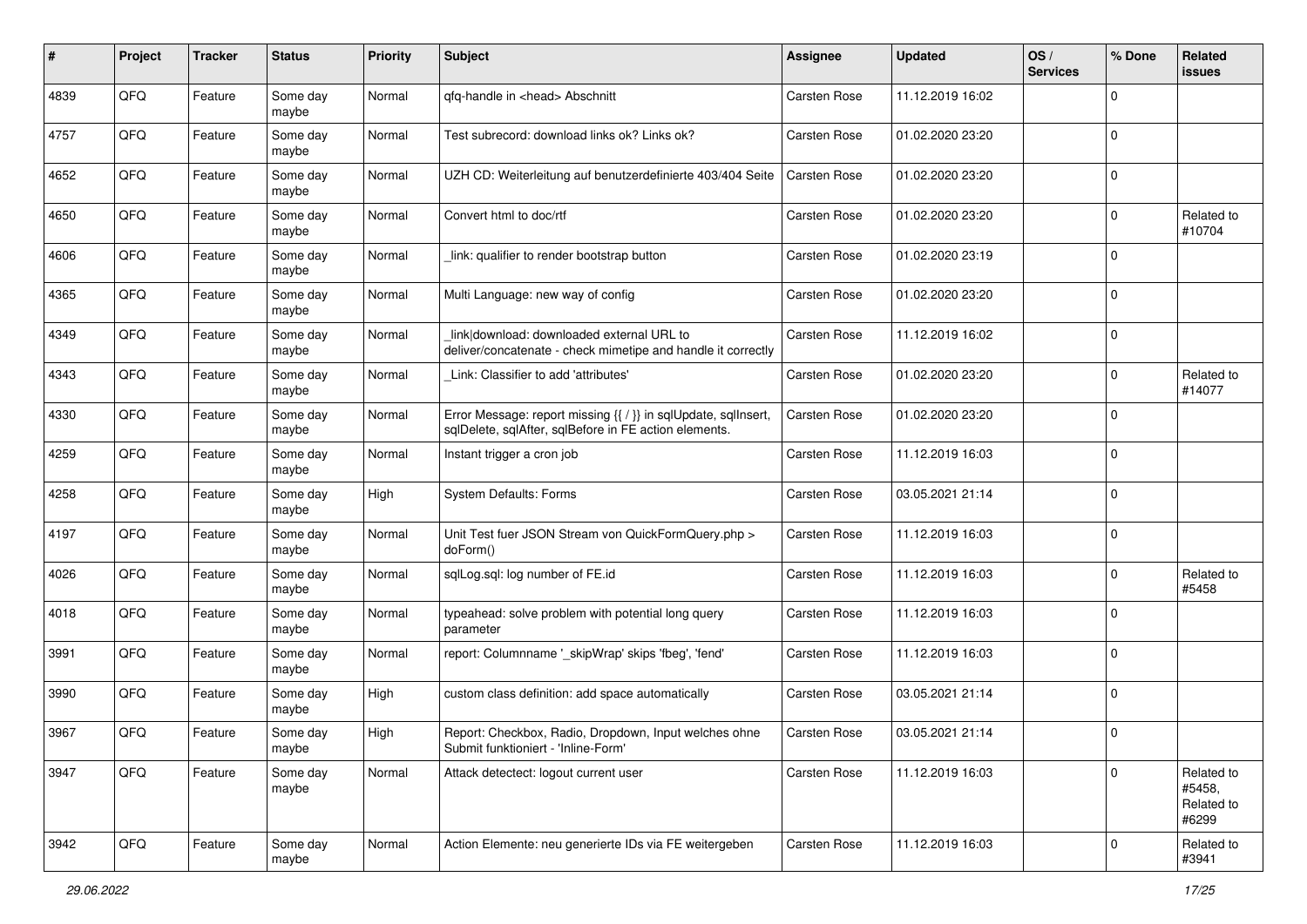| # | Project | Tracker | Status | Priority | Subject | Assignee | Updated | OS / Services | % Done | Related issues |
|---|---|---|---|---|---|---|---|---|---|---|
| 4839 | QFQ | Feature | Some day maybe | Normal | qfq-handle in <head> Abschnitt | Carsten Rose | 11.12.2019 16:02 | | 0 | |
| 4757 | QFQ | Feature | Some day maybe | Normal | Test subrecord: download links ok? Links ok? | Carsten Rose | 01.02.2020 23:20 | | 0 | |
| 4652 | QFQ | Feature | Some day maybe | Normal | UZH CD: Weiterleitung auf benutzerdefinierte 403/404 Seite | Carsten Rose | 01.02.2020 23:20 | | 0 | |
| 4650 | QFQ | Feature | Some day maybe | Normal | Convert html to doc/rtf | Carsten Rose | 01.02.2020 23:20 | | 0 | Related to #10704 |
| 4606 | QFQ | Feature | Some day maybe | Normal | _link: qualifier to render bootstrap button | Carsten Rose | 01.02.2020 23:19 | | 0 | |
| 4365 | QFQ | Feature | Some day maybe | Normal | Multi Language: new way of config | Carsten Rose | 01.02.2020 23:20 | | 0 | |
| 4349 | QFQ | Feature | Some day maybe | Normal | _link\|download: downloaded external URL to deliver/concatenate - check mimetipe and handle it correctly | Carsten Rose | 11.12.2019 16:02 | | 0 | |
| 4343 | QFQ | Feature | Some day maybe | Normal | _Link: Classifier to add 'attributes' | Carsten Rose | 01.02.2020 23:20 | | 0 | Related to #14077 |
| 4330 | QFQ | Feature | Some day maybe | Normal | Error Message: report missing {{ / }} in sqlUpdate, sqlInsert, sqlDelete, sqlAfter, sqlBefore in FE action elements. | Carsten Rose | 01.02.2020 23:20 | | 0 | |
| 4259 | QFQ | Feature | Some day maybe | Normal | Instant trigger a cron job | Carsten Rose | 11.12.2019 16:03 | | 0 | |
| 4258 | QFQ | Feature | Some day maybe | High | System Defaults: Forms | Carsten Rose | 03.05.2021 21:14 | | 0 | |
| 4197 | QFQ | Feature | Some day maybe | Normal | Unit Test fuer JSON Stream von QuickFormQuery.php > doForm() | Carsten Rose | 11.12.2019 16:03 | | 0 | |
| 4026 | QFQ | Feature | Some day maybe | Normal | sqlLog.sql: log number of FE.id | Carsten Rose | 11.12.2019 16:03 | | 0 | Related to #5458 |
| 4018 | QFQ | Feature | Some day maybe | Normal | typeahead: solve problem with potential long query parameter | Carsten Rose | 11.12.2019 16:03 | | 0 | |
| 3991 | QFQ | Feature | Some day maybe | Normal | report: Columnname '_skipWrap' skips 'fbeg', 'fend' | Carsten Rose | 11.12.2019 16:03 | | 0 | |
| 3990 | QFQ | Feature | Some day maybe | High | custom class definition: add space automatically | Carsten Rose | 03.05.2021 21:14 | | 0 | |
| 3967 | QFQ | Feature | Some day maybe | High | Report: Checkbox, Radio, Dropdown, Input welches ohne Submit funktioniert - 'Inline-Form' | Carsten Rose | 03.05.2021 21:14 | | 0 | |
| 3947 | QFQ | Feature | Some day maybe | Normal | Attack detectect: logout current user | Carsten Rose | 11.12.2019 16:03 | | 0 | Related to #5458, Related to #6299 |
| 3942 | QFQ | Feature | Some day maybe | Normal | Action Elemente: neu generierte IDs via FE weitergeben | Carsten Rose | 11.12.2019 16:03 | | 0 | Related to #3941 |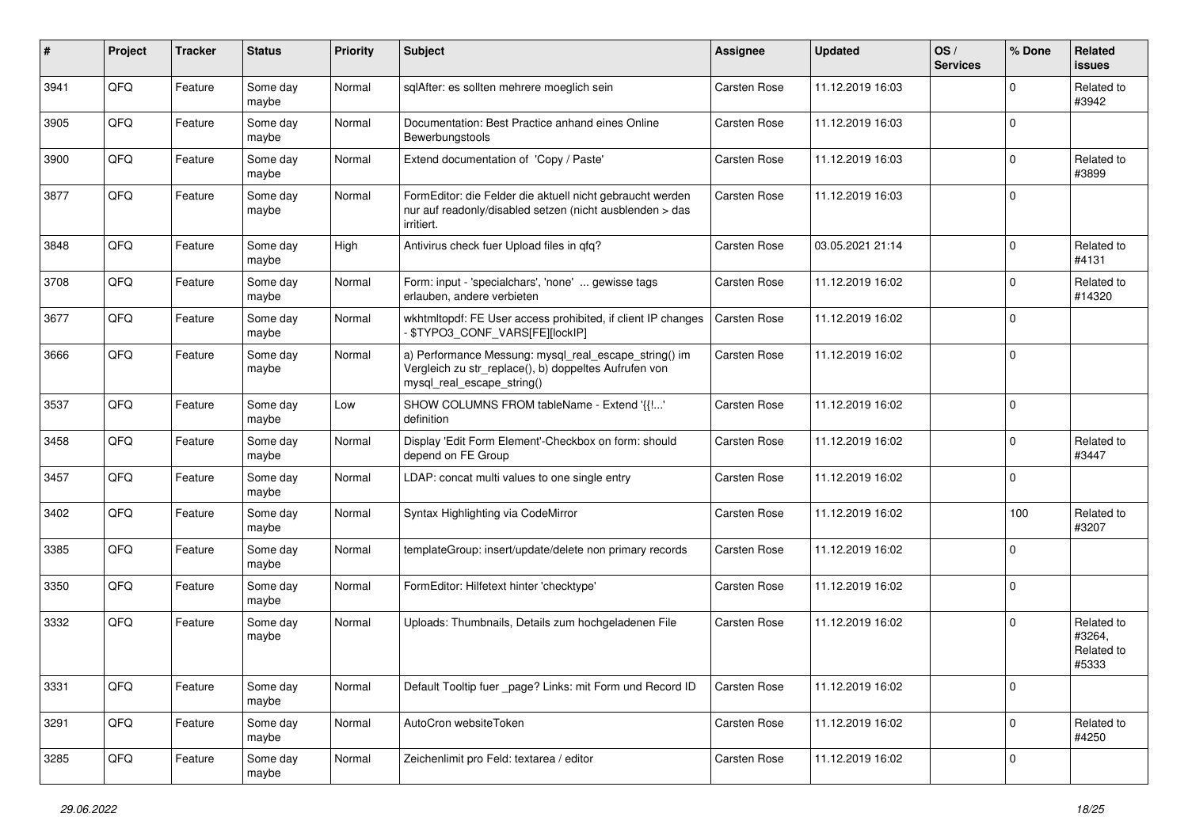| # | Project | Tracker | Status | Priority | Subject | Assignee | Updated | OS / Services | % Done | Related issues |
|---|---|---|---|---|---|---|---|---|---|---|
| 3941 | QFQ | Feature | Some day maybe | Normal | sqlAfter: es sollten mehrere moeglich sein | Carsten Rose | 11.12.2019 16:03 | | 0 | Related to #3942 |
| 3905 | QFQ | Feature | Some day maybe | Normal | Documentation: Best Practice anhand eines Online Bewerbungstools | Carsten Rose | 11.12.2019 16:03 | | 0 | |
| 3900 | QFQ | Feature | Some day maybe | Normal | Extend documentation of 'Copy / Paste' | Carsten Rose | 11.12.2019 16:03 | | 0 | Related to #3899 |
| 3877 | QFQ | Feature | Some day maybe | Normal | FormEditor: die Felder die aktuell nicht gebraucht werden nur auf readonly/disabled setzen (nicht ausblenden > das irritiert. | Carsten Rose | 11.12.2019 16:03 | | 0 | |
| 3848 | QFQ | Feature | Some day maybe | High | Antivirus check fuer Upload files in qfq? | Carsten Rose | 03.05.2021 21:14 | | 0 | Related to #4131 |
| 3708 | QFQ | Feature | Some day maybe | Normal | Form: input - 'specialchars', 'none' ... gewisse tags erlauben, andere verbieten | Carsten Rose | 11.12.2019 16:02 | | 0 | Related to #14320 |
| 3677 | QFQ | Feature | Some day maybe | Normal | wkhtmltopdf: FE User access prohibited, if client IP changes - $TYPO3_CONF_VARS[FE][lockIP] | Carsten Rose | 11.12.2019 16:02 | | 0 | |
| 3666 | QFQ | Feature | Some day maybe | Normal | a) Performance Messung: mysql_real_escape_string() im Vergleich zu str_replace(), b) doppeltes Aufrufen von mysql_real_escape_string() | Carsten Rose | 11.12.2019 16:02 | | 0 | |
| 3537 | QFQ | Feature | Some day maybe | Low | SHOW COLUMNS FROM tableName - Extend '{{!...' definition | Carsten Rose | 11.12.2019 16:02 | | 0 | |
| 3458 | QFQ | Feature | Some day maybe | Normal | Display 'Edit Form Element'-Checkbox on form: should depend on FE Group | Carsten Rose | 11.12.2019 16:02 | | 0 | Related to #3447 |
| 3457 | QFQ | Feature | Some day maybe | Normal | LDAP: concat multi values to one single entry | Carsten Rose | 11.12.2019 16:02 | | 0 | |
| 3402 | QFQ | Feature | Some day maybe | Normal | Syntax Highlighting via CodeMirror | Carsten Rose | 11.12.2019 16:02 | | 100 | Related to #3207 |
| 3385 | QFQ | Feature | Some day maybe | Normal | templateGroup: insert/update/delete non primary records | Carsten Rose | 11.12.2019 16:02 | | 0 | |
| 3350 | QFQ | Feature | Some day maybe | Normal | FormEditor: Hilfetext hinter 'checktype' | Carsten Rose | 11.12.2019 16:02 | | 0 | |
| 3332 | QFQ | Feature | Some day maybe | Normal | Uploads: Thumbnails, Details zum hochgeladenen File | Carsten Rose | 11.12.2019 16:02 | | 0 | Related to #3264, Related to #5333 |
| 3331 | QFQ | Feature | Some day maybe | Normal | Default Tooltip fuer _page? Links: mit Form und Record ID | Carsten Rose | 11.12.2019 16:02 | | 0 | |
| 3291 | QFQ | Feature | Some day maybe | Normal | AutoCron websiteToken | Carsten Rose | 11.12.2019 16:02 | | 0 | Related to #4250 |
| 3285 | QFQ | Feature | Some day maybe | Normal | Zeichenlimit pro Feld: textarea / editor | Carsten Rose | 11.12.2019 16:02 | | 0 | |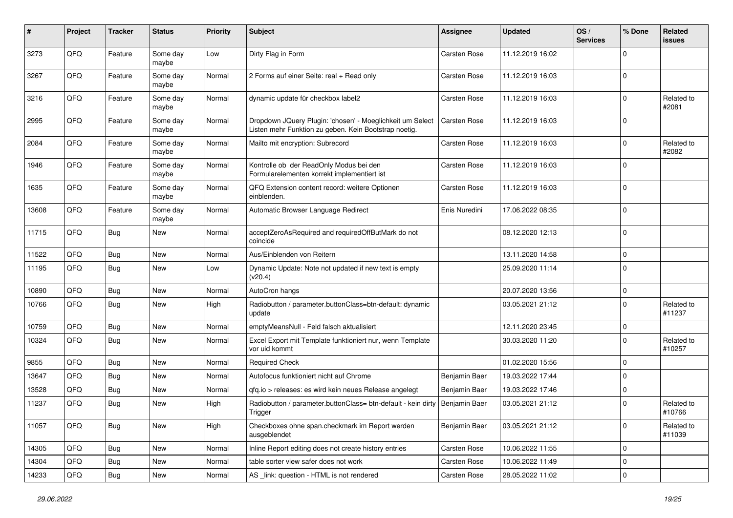| # | Project | Tracker | Status | Priority | Subject | Assignee | Updated | OS / Services | % Done | Related issues |
|---|---|---|---|---|---|---|---|---|---|---|
| 3273 | QFQ | Feature | Some day maybe | Low | Dirty Flag in Form | Carsten Rose | 11.12.2019 16:02 | | 0 | |
| 3267 | QFQ | Feature | Some day maybe | Normal | 2 Forms auf einer Seite: real + Read only | Carsten Rose | 11.12.2019 16:03 | | 0 | |
| 3216 | QFQ | Feature | Some day maybe | Normal | dynamic update für checkbox label2 | Carsten Rose | 11.12.2019 16:03 | | 0 | Related to #2081 |
| 2995 | QFQ | Feature | Some day maybe | Normal | Dropdown JQuery Plugin: 'chosen' - Moeglichkeit um Select Listen mehr Funktion zu geben. Kein Bootstrap noetig. | Carsten Rose | 11.12.2019 16:03 | | 0 | |
| 2084 | QFQ | Feature | Some day maybe | Normal | Mailto mit encryption: Subrecord | Carsten Rose | 11.12.2019 16:03 | | 0 | Related to #2082 |
| 1946 | QFQ | Feature | Some day maybe | Normal | Kontrolle ob der ReadOnly Modus bei den Formularelementen korrekt implementiert ist | Carsten Rose | 11.12.2019 16:03 | | 0 | |
| 1635 | QFQ | Feature | Some day maybe | Normal | QFQ Extension content record: weitere Optionen einblenden. | Carsten Rose | 11.12.2019 16:03 | | 0 | |
| 13608 | QFQ | Feature | Some day maybe | Normal | Automatic Browser Language Redirect | Enis Nuredini | 17.06.2022 08:35 | | 0 | |
| 11715 | QFQ | Bug | New | Normal | acceptZeroAsRequired and requiredOffButMark do not coincide | | 08.12.2020 12:13 | | 0 | |
| 11522 | QFQ | Bug | New | Normal | Aus/Einblenden von Reitern | | 13.11.2020 14:58 | | 0 | |
| 11195 | QFQ | Bug | New | Low | Dynamic Update: Note not updated if new text is empty (v20.4) | | 25.09.2020 11:14 | | 0 | |
| 10890 | QFQ | Bug | New | Normal | AutoCron hangs | | 20.07.2020 13:56 | | 0 | |
| 10766 | QFQ | Bug | New | High | Radiobutton / parameter.buttonClass=btn-default: dynamic update | | 03.05.2021 21:12 | | 0 | Related to #11237 |
| 10759 | QFQ | Bug | New | Normal | emptyMeansNull - Feld falsch aktualisiert | | 12.11.2020 23:45 | | 0 | |
| 10324 | QFQ | Bug | New | Normal | Excel Export mit Template funktioniert nur, wenn Template vor uid kommt | | 30.03.2020 11:20 | | 0 | Related to #10257 |
| 9855 | QFQ | Bug | New | Normal | Required Check | | 01.02.2020 15:56 | | 0 | |
| 13647 | QFQ | Bug | New | Normal | Autofocus funktioniert nicht auf Chrome | Benjamin Baer | 19.03.2022 17:44 | | 0 | |
| 13528 | QFQ | Bug | New | Normal | qfq.io > releases: es wird kein neues Release angelegt | Benjamin Baer | 19.03.2022 17:46 | | 0 | |
| 11237 | QFQ | Bug | New | High | Radiobutton / parameter.buttonClass= btn-default - kein dirty Trigger | Benjamin Baer | 03.05.2021 21:12 | | 0 | Related to #10766 |
| 11057 | QFQ | Bug | New | High | Checkboxes ohne span.checkmark im Report werden ausgeblendet | Benjamin Baer | 03.05.2021 21:12 | | 0 | Related to #11039 |
| 14305 | QFQ | Bug | New | Normal | Inline Report editing does not create history entries | Carsten Rose | 10.06.2022 11:55 | | 0 | |
| 14304 | QFQ | Bug | New | Normal | table sorter view safer does not work | Carsten Rose | 10.06.2022 11:49 | | 0 | |
| 14233 | QFQ | Bug | New | Normal | AS _link: question - HTML is not rendered | Carsten Rose | 28.05.2022 11:02 | | 0 | |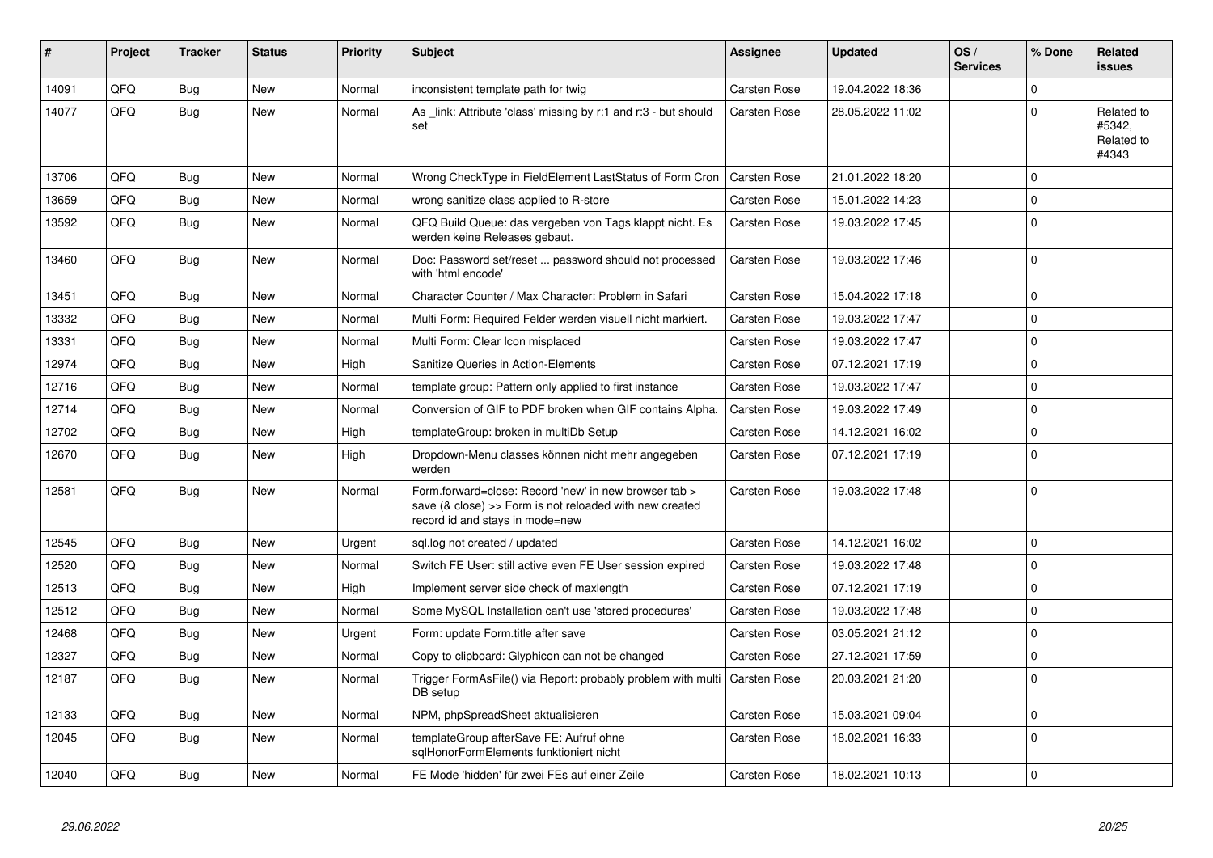| # | Project | Tracker | Status | Priority | Subject | Assignee | Updated | OS / Services | % Done | Related issues |
|---|---|---|---|---|---|---|---|---|---|---|
| 14091 | QFQ | Bug | New | Normal | inconsistent template path for twig | Carsten Rose | 19.04.2022 18:36 | | 0 | |
| 14077 | QFQ | Bug | New | Normal | As _link: Attribute 'class' missing by r:1 and r:3 - but should set | Carsten Rose | 28.05.2022 11:02 | | 0 | Related to #5342, Related to #4343 |
| 13706 | QFQ | Bug | New | Normal | Wrong CheckType in FieldElement LastStatus of Form Cron | Carsten Rose | 21.01.2022 18:20 | | 0 | |
| 13659 | QFQ | Bug | New | Normal | wrong sanitize class applied to R-store | Carsten Rose | 15.01.2022 14:23 | | 0 | |
| 13592 | QFQ | Bug | New | Normal | QFQ Build Queue: das vergeben von Tags klappt nicht. Es werden keine Releases gebaut. | Carsten Rose | 19.03.2022 17:45 | | 0 | |
| 13460 | QFQ | Bug | New | Normal | Doc: Password set/reset ... password should not processed with 'html encode' | Carsten Rose | 19.03.2022 17:46 | | 0 | |
| 13451 | QFQ | Bug | New | Normal | Character Counter / Max Character: Problem in Safari | Carsten Rose | 15.04.2022 17:18 | | 0 | |
| 13332 | QFQ | Bug | New | Normal | Multi Form: Required Felder werden visuell nicht markiert. | Carsten Rose | 19.03.2022 17:47 | | 0 | |
| 13331 | QFQ | Bug | New | Normal | Multi Form: Clear Icon misplaced | Carsten Rose | 19.03.2022 17:47 | | 0 | |
| 12974 | QFQ | Bug | New | High | Sanitize Queries in Action-Elements | Carsten Rose | 07.12.2021 17:19 | | 0 | |
| 12716 | QFQ | Bug | New | Normal | template group: Pattern only applied to first instance | Carsten Rose | 19.03.2022 17:47 | | 0 | |
| 12714 | QFQ | Bug | New | Normal | Conversion of GIF to PDF broken when GIF contains Alpha. | Carsten Rose | 19.03.2022 17:49 | | 0 | |
| 12702 | QFQ | Bug | New | High | templateGroup: broken in multiDb Setup | Carsten Rose | 14.12.2021 16:02 | | 0 | |
| 12670 | QFQ | Bug | New | High | Dropdown-Menu classes können nicht mehr angegeben werden | Carsten Rose | 07.12.2021 17:19 | | 0 | |
| 12581 | QFQ | Bug | New | Normal | Form.forward=close: Record 'new' in new browser tab > save (& close) >> Form is not reloaded with new created record id and stays in mode=new | Carsten Rose | 19.03.2022 17:48 | | 0 | |
| 12545 | QFQ | Bug | New | Urgent | sql.log not created / updated | Carsten Rose | 14.12.2021 16:02 | | 0 | |
| 12520 | QFQ | Bug | New | Normal | Switch FE User: still active even FE User session expired | Carsten Rose | 19.03.2022 17:48 | | 0 | |
| 12513 | QFQ | Bug | New | High | Implement server side check of maxlength | Carsten Rose | 07.12.2021 17:19 | | 0 | |
| 12512 | QFQ | Bug | New | Normal | Some MySQL Installation can't use 'stored procedures' | Carsten Rose | 19.03.2022 17:48 | | 0 | |
| 12468 | QFQ | Bug | New | Urgent | Form: update Form.title after save | Carsten Rose | 03.05.2021 21:12 | | 0 | |
| 12327 | QFQ | Bug | New | Normal | Copy to clipboard: Glyphicon can not be changed | Carsten Rose | 27.12.2021 17:59 | | 0 | |
| 12187 | QFQ | Bug | New | Normal | Trigger FormAsFile() via Report: probably problem with multi DB setup | Carsten Rose | 20.03.2021 21:20 | | 0 | |
| 12133 | QFQ | Bug | New | Normal | NPM, phpSpreadSheet aktualisieren | Carsten Rose | 15.03.2021 09:04 | | 0 | |
| 12045 | QFQ | Bug | New | Normal | templateGroup afterSave FE: Aufruf ohne sqlHonorFormElements funktioniert nicht | Carsten Rose | 18.02.2021 16:33 | | 0 | |
| 12040 | QFQ | Bug | New | Normal | FE Mode 'hidden' für zwei FEs auf einer Zeile | Carsten Rose | 18.02.2021 10:13 | | 0 | |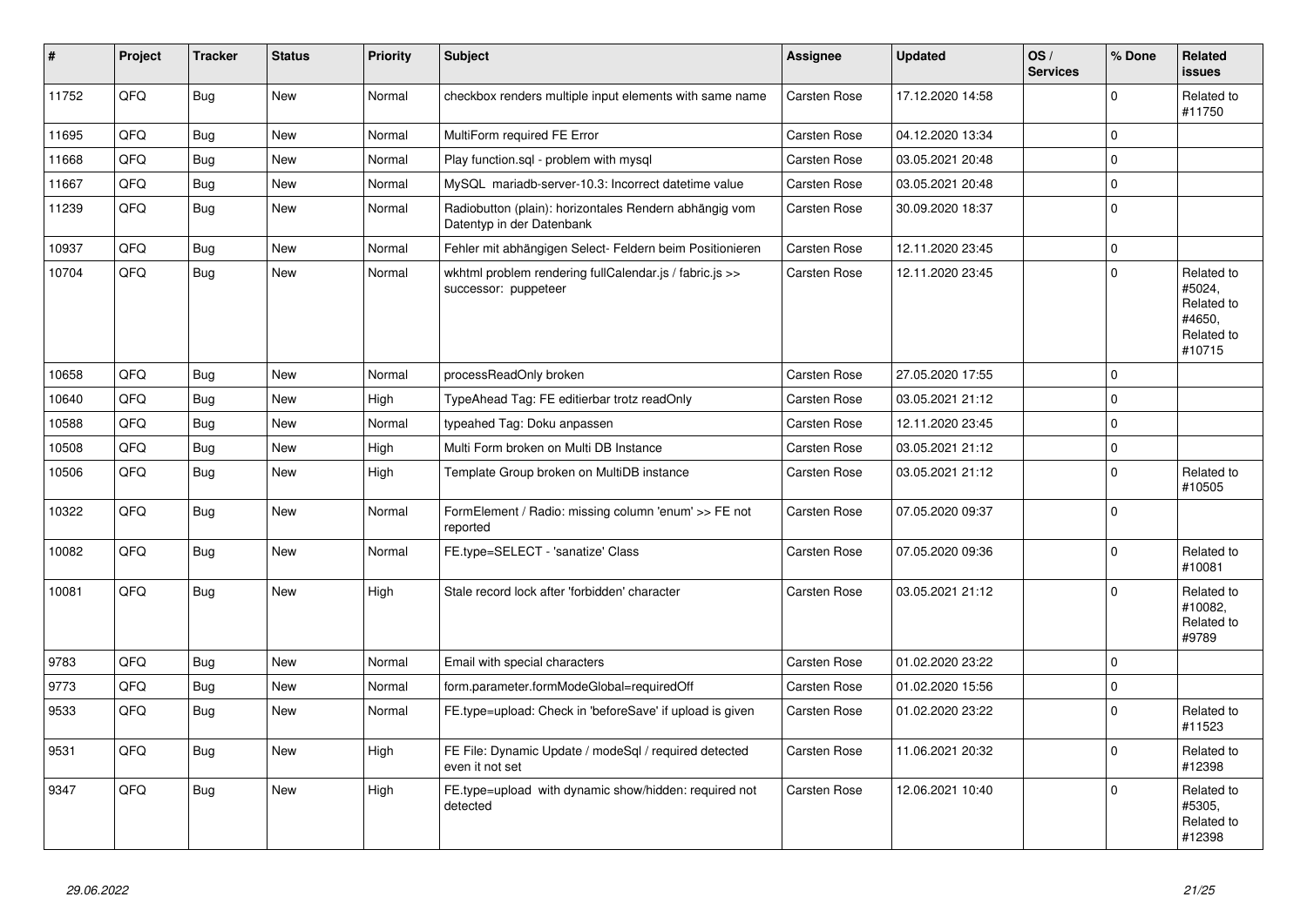| # | Project | Tracker | Status | Priority | Subject | Assignee | Updated | OS / Services | % Done | Related issues |
|---|---|---|---|---|---|---|---|---|---|---|
| 11752 | QFQ | Bug | New | Normal | checkbox renders multiple input elements with same name | Carsten Rose | 17.12.2020 14:58 | | 0 | Related to #11750 |
| 11695 | QFQ | Bug | New | Normal | MultiForm required FE Error | Carsten Rose | 04.12.2020 13:34 | | 0 | |
| 11668 | QFQ | Bug | New | Normal | Play function.sql - problem with mysql | Carsten Rose | 03.05.2021 20:48 | | 0 | |
| 11667 | QFQ | Bug | New | Normal | MySQL mariadb-server-10.3: Incorrect datetime value | Carsten Rose | 03.05.2021 20:48 | | 0 | |
| 11239 | QFQ | Bug | New | Normal | Radiobutton (plain): horizontales Rendern abhängig vom Datentyp in der Datenbank | Carsten Rose | 30.09.2020 18:37 | | 0 | |
| 10937 | QFQ | Bug | New | Normal | Fehler mit abhängigen Select- Feldern beim Positionieren | Carsten Rose | 12.11.2020 23:45 | | 0 | |
| 10704 | QFQ | Bug | New | Normal | wkhtml problem rendering fullCalendar.js / fabric.js >> successor: puppeteer | Carsten Rose | 12.11.2020 23:45 | | 0 | Related to #5024, Related to #4650, Related to #10715 |
| 10658 | QFQ | Bug | New | Normal | processReadOnly broken | Carsten Rose | 27.05.2020 17:55 | | 0 | |
| 10640 | QFQ | Bug | New | High | TypeAhead Tag: FE editierbar trotz readOnly | Carsten Rose | 03.05.2021 21:12 | | 0 | |
| 10588 | QFQ | Bug | New | Normal | typeahed Tag: Doku anpassen | Carsten Rose | 12.11.2020 23:45 | | 0 | |
| 10508 | QFQ | Bug | New | High | Multi Form broken on Multi DB Instance | Carsten Rose | 03.05.2021 21:12 | | 0 | |
| 10506 | QFQ | Bug | New | High | Template Group broken on MultiDB instance | Carsten Rose | 03.05.2021 21:12 | | 0 | Related to #10505 |
| 10322 | QFQ | Bug | New | Normal | FormElement / Radio: missing column 'enum' >> FE not reported | Carsten Rose | 07.05.2020 09:37 | | 0 | |
| 10082 | QFQ | Bug | New | Normal | FE.type=SELECT - 'sanatize' Class | Carsten Rose | 07.05.2020 09:36 | | 0 | Related to #10081 |
| 10081 | QFQ | Bug | New | High | Stale record lock after 'forbidden' character | Carsten Rose | 03.05.2021 21:12 | | 0 | Related to #10082, Related to #9789 |
| 9783 | QFQ | Bug | New | Normal | Email with special characters | Carsten Rose | 01.02.2020 23:22 | | 0 | |
| 9773 | QFQ | Bug | New | Normal | form.parameter.formModeGlobal=requiredOff | Carsten Rose | 01.02.2020 15:56 | | 0 | |
| 9533 | QFQ | Bug | New | Normal | FE.type=upload: Check in 'beforeSave' if upload is given | Carsten Rose | 01.02.2020 23:22 | | 0 | Related to #11523 |
| 9531 | QFQ | Bug | New | High | FE File: Dynamic Update / modeSql / required detected even it not set | Carsten Rose | 11.06.2021 20:32 | | 0 | Related to #12398 |
| 9347 | QFQ | Bug | New | High | FE.type=upload with dynamic show/hidden: required not detected | Carsten Rose | 12.06.2021 10:40 | | 0 | Related to #5305, Related to #12398 |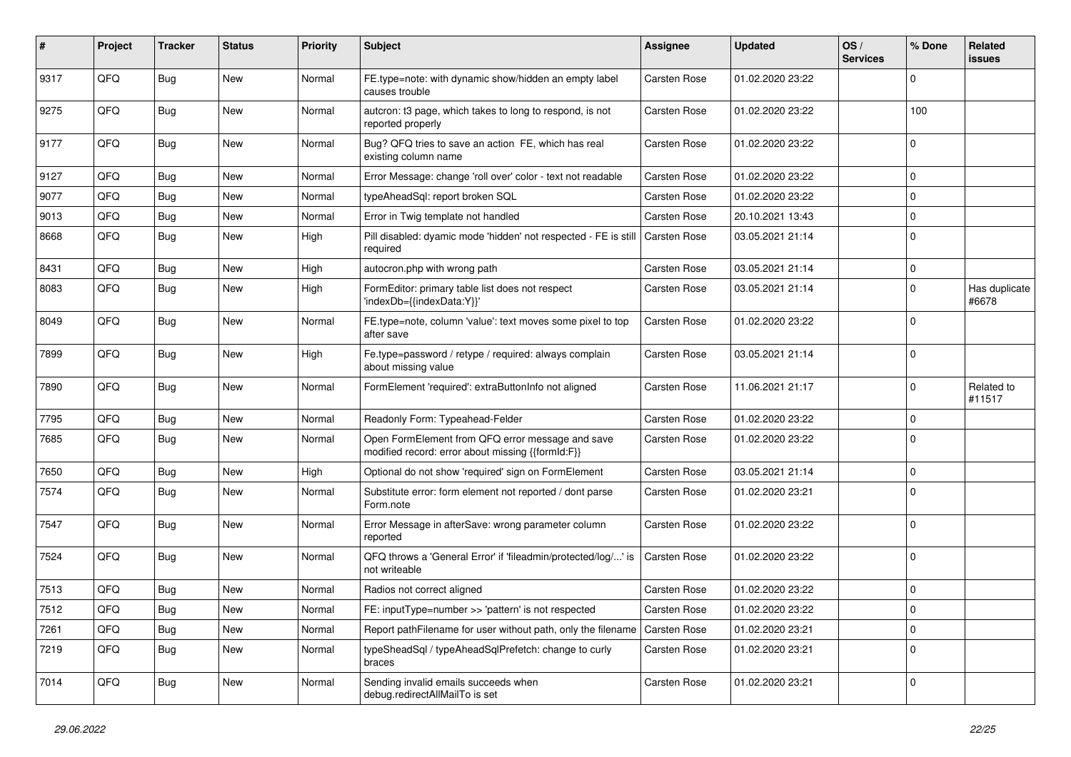| # | Project | Tracker | Status | Priority | Subject | Assignee | Updated | OS / Services | % Done | Related issues |
|---|---|---|---|---|---|---|---|---|---|---|
| 9317 | QFQ | Bug | New | Normal | FE.type=note: with dynamic show/hidden an empty label causes trouble | Carsten Rose | 01.02.2020 23:22 | | 0 | |
| 9275 | QFQ | Bug | New | Normal | autcron: t3 page, which takes to long to respond, is not reported properly | Carsten Rose | 01.02.2020 23:22 | | 100 | |
| 9177 | QFQ | Bug | New | Normal | Bug? QFQ tries to save an action FE, which has real existing column name | Carsten Rose | 01.02.2020 23:22 | | 0 | |
| 9127 | QFQ | Bug | New | Normal | Error Message: change 'roll over' color - text not readable | Carsten Rose | 01.02.2020 23:22 | | 0 | |
| 9077 | QFQ | Bug | New | Normal | typeAheadSql: report broken SQL | Carsten Rose | 01.02.2020 23:22 | | 0 | |
| 9013 | QFQ | Bug | New | Normal | Error in Twig template not handled | Carsten Rose | 20.10.2021 13:43 | | 0 | |
| 8668 | QFQ | Bug | New | High | Pill disabled: dyamic mode 'hidden' not respected - FE is still required | Carsten Rose | 03.05.2021 21:14 | | 0 | |
| 8431 | QFQ | Bug | New | High | autocron.php with wrong path | Carsten Rose | 03.05.2021 21:14 | | 0 | |
| 8083 | QFQ | Bug | New | High | FormEditor: primary table list does not respect 'indexDb={{indexData:Y}}' | Carsten Rose | 03.05.2021 21:14 | | 0 | Has duplicate #6678 |
| 8049 | QFQ | Bug | New | Normal | FE.type=note, column 'value': text moves some pixel to top after save | Carsten Rose | 01.02.2020 23:22 | | 0 | |
| 7899 | QFQ | Bug | New | High | Fe.type=password / retype / required: always complain about missing value | Carsten Rose | 03.05.2021 21:14 | | 0 | |
| 7890 | QFQ | Bug | New | Normal | FormElement 'required': extraButtonInfo not aligned | Carsten Rose | 11.06.2021 21:17 | | 0 | Related to #11517 |
| 7795 | QFQ | Bug | New | Normal | Readonly Form: Typeahead-Felder | Carsten Rose | 01.02.2020 23:22 | | 0 | |
| 7685 | QFQ | Bug | New | Normal | Open FormElement from QFQ error message and save modified record: error about missing {{formId:F}} | Carsten Rose | 01.02.2020 23:22 | | 0 | |
| 7650 | QFQ | Bug | New | High | Optional do not show 'required' sign on FormElement | Carsten Rose | 03.05.2021 21:14 | | 0 | |
| 7574 | QFQ | Bug | New | Normal | Substitute error: form element not reported / dont parse Form.note | Carsten Rose | 01.02.2020 23:21 | | 0 | |
| 7547 | QFQ | Bug | New | Normal | Error Message in afterSave: wrong parameter column reported | Carsten Rose | 01.02.2020 23:22 | | 0 | |
| 7524 | QFQ | Bug | New | Normal | QFQ throws a 'General Error' if 'fileadmin/protected/log/...' is not writeable | Carsten Rose | 01.02.2020 23:22 | | 0 | |
| 7513 | QFQ | Bug | New | Normal | Radios not correct aligned | Carsten Rose | 01.02.2020 23:22 | | 0 | |
| 7512 | QFQ | Bug | New | Normal | FE: inputType=number >> 'pattern' is not respected | Carsten Rose | 01.02.2020 23:22 | | 0 | |
| 7261 | QFQ | Bug | New | Normal | Report pathFilename for user without path, only the filename | Carsten Rose | 01.02.2020 23:21 | | 0 | |
| 7219 | QFQ | Bug | New | Normal | typeSheadSql / typeAheadSqlPrefetch: change to curly braces | Carsten Rose | 01.02.2020 23:21 | | 0 | |
| 7014 | QFQ | Bug | New | Normal | Sending invalid emails succeeds when debug.redirectAllMailTo is set | Carsten Rose | 01.02.2020 23:21 | | 0 | |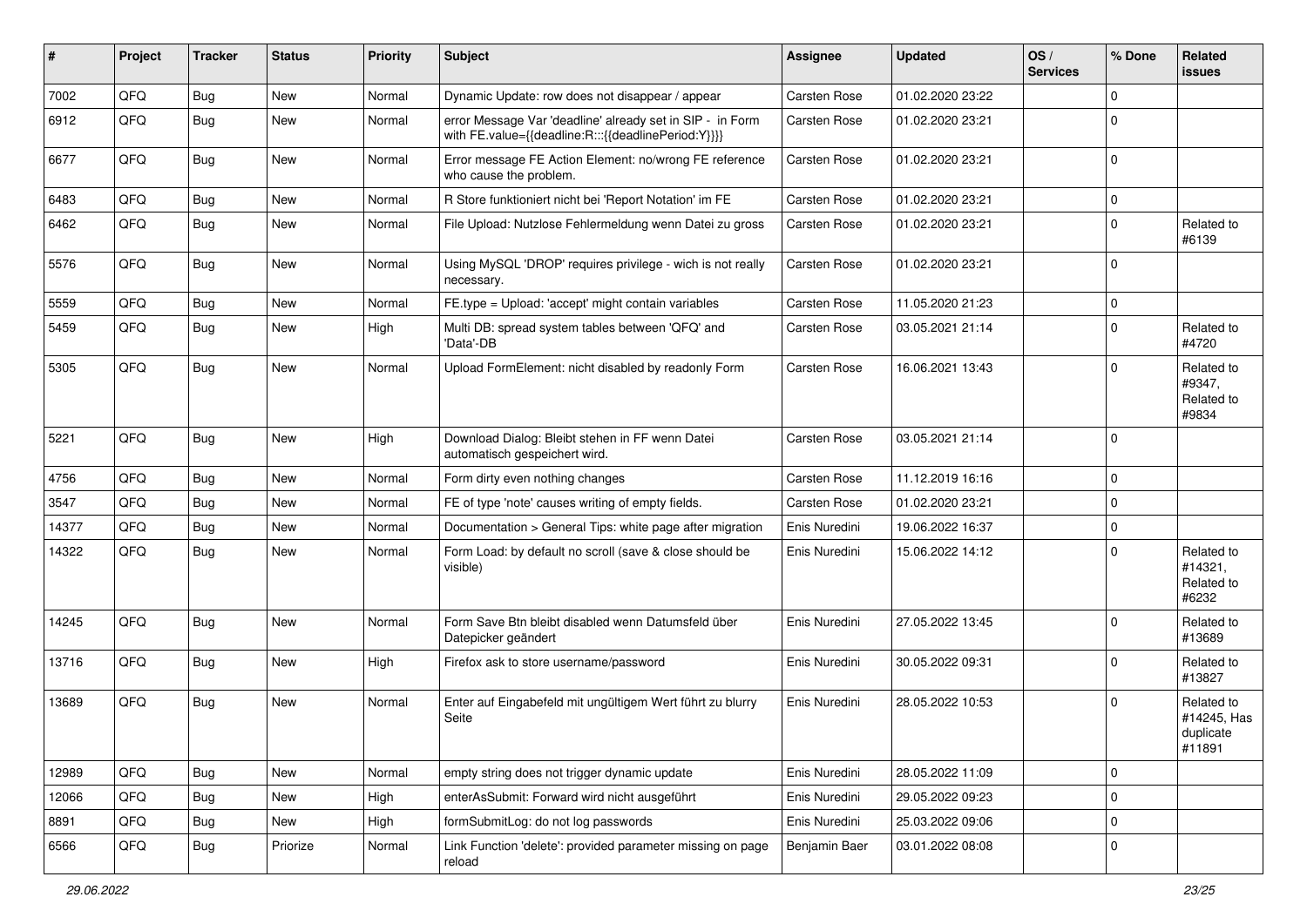| # | Project | Tracker | Status | Priority | Subject | Assignee | Updated | OS / Services | % Done | Related issues |
|---|---|---|---|---|---|---|---|---|---|---|
| 7002 | QFQ | Bug | New | Normal | Dynamic Update: row does not disappear / appear | Carsten Rose | 01.02.2020 23:22 | | 0 | |
| 6912 | QFQ | Bug | New | Normal | error Message Var 'deadline' already set in SIP - in Form with FE.value={{deadline:R:::{{deadlinePeriod:Y}}}} | Carsten Rose | 01.02.2020 23:21 | | 0 | |
| 6677 | QFQ | Bug | New | Normal | Error message FE Action Element: no/wrong FE reference who cause the problem. | Carsten Rose | 01.02.2020 23:21 | | 0 | |
| 6483 | QFQ | Bug | New | Normal | R Store funktioniert nicht bei 'Report Notation' im FE | Carsten Rose | 01.02.2020 23:21 | | 0 | |
| 6462 | QFQ | Bug | New | Normal | File Upload: Nutzlose Fehlermeldung wenn Datei zu gross | Carsten Rose | 01.02.2020 23:21 | | 0 | Related to #6139 |
| 5576 | QFQ | Bug | New | Normal | Using MySQL 'DROP' requires privilege - wich is not really necessary. | Carsten Rose | 01.02.2020 23:21 | | 0 | |
| 5559 | QFQ | Bug | New | Normal | FE.type = Upload: 'accept' might contain variables | Carsten Rose | 11.05.2020 21:23 | | 0 | |
| 5459 | QFQ | Bug | New | High | Multi DB: spread system tables between 'QFQ' and 'Data'-DB | Carsten Rose | 03.05.2021 21:14 | | 0 | Related to #4720 |
| 5305 | QFQ | Bug | New | Normal | Upload FormElement: nicht disabled by readonly Form | Carsten Rose | 16.06.2021 13:43 | | 0 | Related to #9347, Related to #9834 |
| 5221 | QFQ | Bug | New | High | Download Dialog: Bleibt stehen in FF wenn Datei automatisch gespeichert wird. | Carsten Rose | 03.05.2021 21:14 | | 0 | |
| 4756 | QFQ | Bug | New | Normal | Form dirty even nothing changes | Carsten Rose | 11.12.2019 16:16 | | 0 | |
| 3547 | QFQ | Bug | New | Normal | FE of type 'note' causes writing of empty fields. | Carsten Rose | 01.02.2020 23:21 | | 0 | |
| 14377 | QFQ | Bug | New | Normal | Documentation > General Tips: white page after migration | Enis Nuredini | 19.06.2022 16:37 | | 0 | |
| 14322 | QFQ | Bug | New | Normal | Form Load: by default no scroll (save & close should be visible) | Enis Nuredini | 15.06.2022 14:12 | | 0 | Related to #14321, Related to #6232 |
| 14245 | QFQ | Bug | New | Normal | Form Save Btn bleibt disabled wenn Datumsfeld über Datepicker geändert | Enis Nuredini | 27.05.2022 13:45 | | 0 | Related to #13689 |
| 13716 | QFQ | Bug | New | High | Firefox ask to store username/password | Enis Nuredini | 30.05.2022 09:31 | | 0 | Related to #13827 |
| 13689 | QFQ | Bug | New | Normal | Enter auf Eingabefeld mit ungültigem Wert führt zu blurry Seite | Enis Nuredini | 28.05.2022 10:53 | | 0 | Related to #14245, Has duplicate #11891 |
| 12989 | QFQ | Bug | New | Normal | empty string does not trigger dynamic update | Enis Nuredini | 28.05.2022 11:09 | | 0 | |
| 12066 | QFQ | Bug | New | High | enterAsSubmit: Forward wird nicht ausgeführt | Enis Nuredini | 29.05.2022 09:23 | | 0 | |
| 8891 | QFQ | Bug | New | High | formSubmitLog: do not log passwords | Enis Nuredini | 25.03.2022 09:06 | | 0 | |
| 6566 | QFQ | Bug | Priorize | Normal | Link Function 'delete': provided parameter missing on page reload | Benjamin Baer | 03.01.2022 08:08 | | 0 | |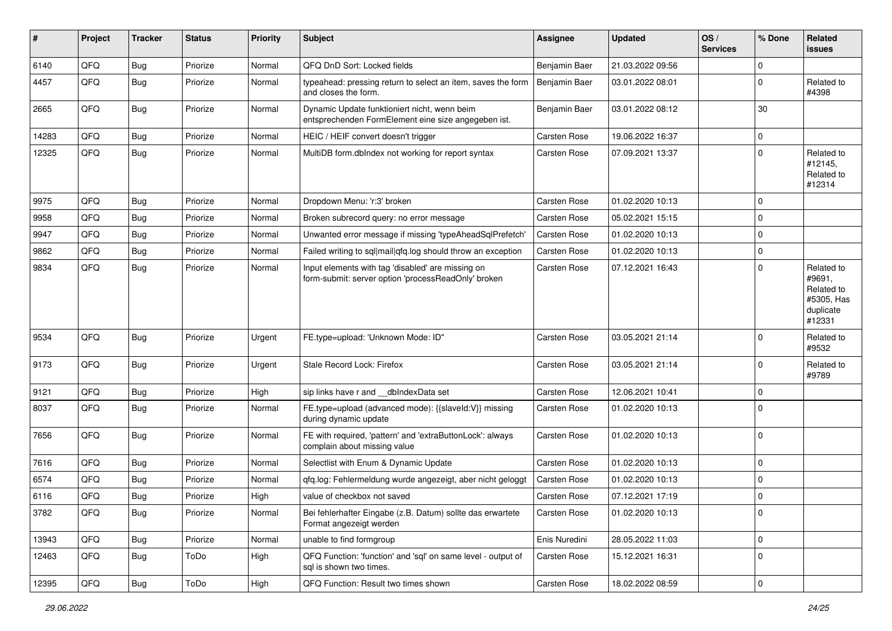| # | Project | Tracker | Status | Priority | Subject | Assignee | Updated | OS / Services | % Done | Related issues |
| --- | --- | --- | --- | --- | --- | --- | --- | --- | --- | --- |
| 6140 | QFQ | Bug | Priorize | Normal | QFQ DnD Sort: Locked fields | Benjamin Baer | 21.03.2022 09:56 | | 0 | |
| 4457 | QFQ | Bug | Priorize | Normal | typeahead: pressing return to select an item, saves the form and closes the form. | Benjamin Baer | 03.01.2022 08:01 | | 0 | Related to #4398 |
| 2665 | QFQ | Bug | Priorize | Normal | Dynamic Update funktioniert nicht, wenn beim entsprechenden FormElement eine size angegeben ist. | Benjamin Baer | 03.01.2022 08:12 | | 30 | |
| 14283 | QFQ | Bug | Priorize | Normal | HEIC / HEIF convert doesn't trigger | Carsten Rose | 19.06.2022 16:37 | | 0 | |
| 12325 | QFQ | Bug | Priorize | Normal | MultiDB form.dbIndex not working for report syntax | Carsten Rose | 07.09.2021 13:37 | | 0 | Related to #12145, Related to #12314 |
| 9975 | QFQ | Bug | Priorize | Normal | Dropdown Menu: 'r:3' broken | Carsten Rose | 01.02.2020 10:13 | | 0 | |
| 9958 | QFQ | Bug | Priorize | Normal | Broken subrecord query: no error message | Carsten Rose | 05.02.2021 15:15 | | 0 | |
| 9947 | QFQ | Bug | Priorize | Normal | Unwanted error message if missing 'typeAheadSqlPrefetch' | Carsten Rose | 01.02.2020 10:13 | | 0 | |
| 9862 | QFQ | Bug | Priorize | Normal | Failed writing to sql\|mail\|qfq.log should throw an exception | Carsten Rose | 01.02.2020 10:13 | | 0 | |
| 9834 | QFQ | Bug | Priorize | Normal | Input elements with tag 'disabled' are missing on form-submit: server option 'processReadOnly' broken | Carsten Rose | 07.12.2021 16:43 | | 0 | Related to #9691, Related to #5305, Has duplicate #12331 |
| 9534 | QFQ | Bug | Priorize | Urgent | FE.type=upload: 'Unknown Mode: ID" | Carsten Rose | 03.05.2021 21:14 | | 0 | Related to #9532 |
| 9173 | QFQ | Bug | Priorize | Urgent | Stale Record Lock: Firefox | Carsten Rose | 03.05.2021 21:14 | | 0 | Related to #9789 |
| 9121 | QFQ | Bug | Priorize | High | sip links have r and __dbIndexData set | Carsten Rose | 12.06.2021 10:41 | | 0 | |
| 8037 | QFQ | Bug | Priorize | Normal | FE.type=upload (advanced mode): {{slaveId:V}} missing during dynamic update | Carsten Rose | 01.02.2020 10:13 | | 0 | |
| 7656 | QFQ | Bug | Priorize | Normal | FE with required, 'pattern' and 'extraButtonLock': always complain about missing value | Carsten Rose | 01.02.2020 10:13 | | 0 | |
| 7616 | QFQ | Bug | Priorize | Normal | Selectlist with Enum & Dynamic Update | Carsten Rose | 01.02.2020 10:13 | | 0 | |
| 6574 | QFQ | Bug | Priorize | Normal | qfq.log: Fehlermeldung wurde angezeigt, aber nicht geloggt | Carsten Rose | 01.02.2020 10:13 | | 0 | |
| 6116 | QFQ | Bug | Priorize | High | value of checkbox not saved | Carsten Rose | 07.12.2021 17:19 | | 0 | |
| 3782 | QFQ | Bug | Priorize | Normal | Bei fehlerhafter Eingabe (z.B. Datum) sollte das erwartete Format angezeigt werden | Carsten Rose | 01.02.2020 10:13 | | 0 | |
| 13943 | QFQ | Bug | Priorize | Normal | unable to find formgroup | Enis Nuredini | 28.05.2022 11:03 | | 0 | |
| 12463 | QFQ | Bug | ToDo | High | QFQ Function: 'function' and 'sql' on same level - output of sql is shown two times. | Carsten Rose | 15.12.2021 16:31 | | 0 | |
| 12395 | QFQ | Bug | ToDo | High | QFQ Function: Result two times shown | Carsten Rose | 18.02.2022 08:59 | | 0 | |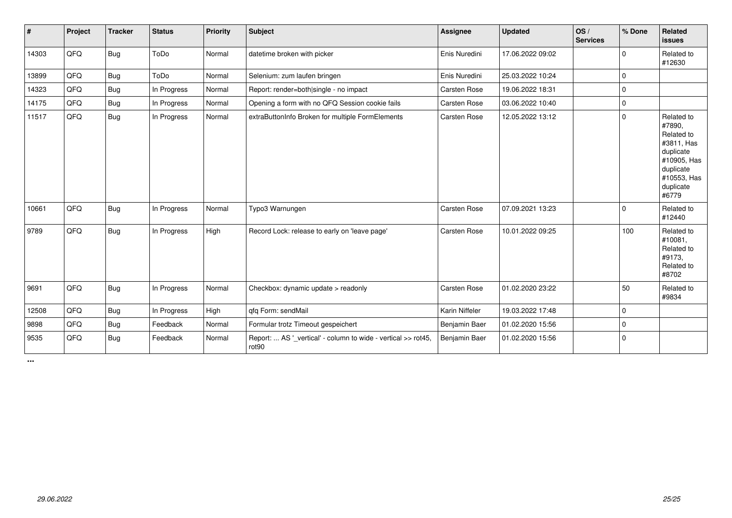| # | Project | Tracker | Status | Priority | Subject | Assignee | Updated | OS / Services | % Done | Related issues |
| --- | --- | --- | --- | --- | --- | --- | --- | --- | --- | --- |
| 14303 | QFQ | Bug | ToDo | Normal | datetime broken with picker | Enis Nuredini | 17.06.2022 09:02 | | 0 | Related to #12630 |
| 13899 | QFQ | Bug | ToDo | Normal | Selenium: zum laufen bringen | Enis Nuredini | 25.03.2022 10:24 | | 0 | |
| 14323 | QFQ | Bug | In Progress | Normal | Report: render=both|single - no impact | Carsten Rose | 19.06.2022 18:31 | | 0 | |
| 14175 | QFQ | Bug | In Progress | Normal | Opening a form with no QFQ Session cookie fails | Carsten Rose | 03.06.2022 10:40 | | 0 | |
| 11517 | QFQ | Bug | In Progress | Normal | extraButtonInfo Broken for multiple FormElements | Carsten Rose | 12.05.2022 13:12 | | 0 | Related to #7890, Related to #3811, Has duplicate #10905, Has duplicate #10553, Has duplicate #6779 |
| 10661 | QFQ | Bug | In Progress | Normal | Typo3 Warnungen | Carsten Rose | 07.09.2021 13:23 | | 0 | Related to #12440 |
| 9789 | QFQ | Bug | In Progress | High | Record Lock: release to early on 'leave page' | Carsten Rose | 10.01.2022 09:25 | | 100 | Related to #10081, Related to #9173, Related to #8702 |
| 9691 | QFQ | Bug | In Progress | Normal | Checkbox: dynamic update > readonly | Carsten Rose | 01.02.2020 23:22 | | 50 | Related to #9834 |
| 12508 | QFQ | Bug | In Progress | High | qfq Form: sendMail | Karin Niffeler | 19.03.2022 17:48 | | 0 | |
| 9898 | QFQ | Bug | Feedback | Normal | Formular trotz Timeout gespeichert | Benjamin Baer | 01.02.2020 15:56 | | 0 | |
| 9535 | QFQ | Bug | Feedback | Normal | Report: ... AS '_vertical' - column to wide - vertical >> rot45, rot90 | Benjamin Baer | 01.02.2020 15:56 | | 0 | |

...